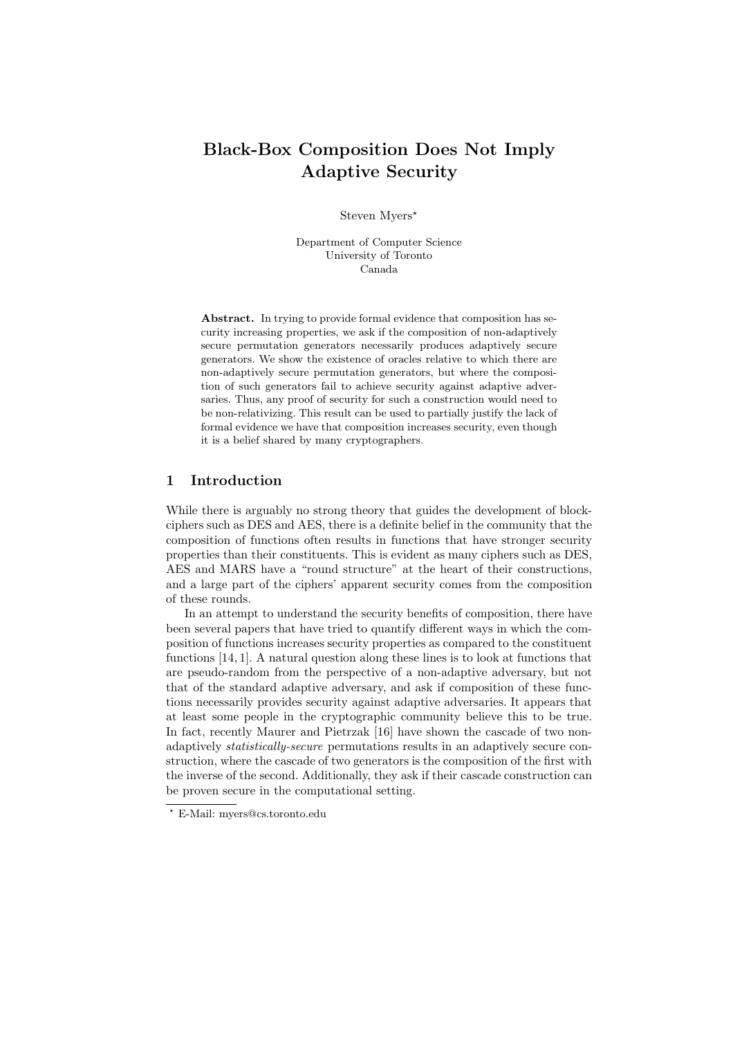# Black-Box Composition Does Not Imply Adaptive Security

Steven Myers*

Department of Computer Science
University of Toronto
Canada

**Abstract.** In trying to provide formal evidence that composition has security increasing properties, we ask if the composition of non-adaptively secure permutation generators necessarily produces adaptively secure generators. We show the existence of oracles relative to which there are non-adaptively secure permutation generators, but where the composition of such generators fail to achieve security against adaptive adversaries. Thus, any proof of security for such a construction would need to be non-relativizing. This result can be used to partially justify the lack of formal evidence we have that composition increases security, even though it is a belief shared by many cryptographers.

## 1 Introduction

While there is arguably no strong theory that guides the development of block-ciphers such as DES and AES, there is a definite belief in the community that the composition of functions often results in functions that have stronger security properties than their constituents. This is evident as many ciphers such as DES, AES and MARS have a "round structure" at the heart of their constructions, and a large part of the ciphers' apparent security comes from the composition of these rounds.

In an attempt to understand the security benefits of composition, there have been several papers that have tried to quantify different ways in which the composition of functions increases security properties as compared to the constituent functions [14, 1]. A natural question along these lines is to look at functions that are pseudo-random from the perspective of a non-adaptive adversary, but not that of the standard adaptive adversary, and ask if composition of these functions necessarily provides security against adaptive adversaries. It appears that at least some people in the cryptographic community believe this to be true. In fact, recently Maurer and Pietrzak [16] have shown the cascade of two non-adaptively *statistically-secure* permutations results in an adaptively secure construction, where the cascade of two generators is the composition of the first with the inverse of the second. Additionally, they ask if their cascade construction can be proven secure in the computational setting.

* E-Mail: myers@cs.toronto.edu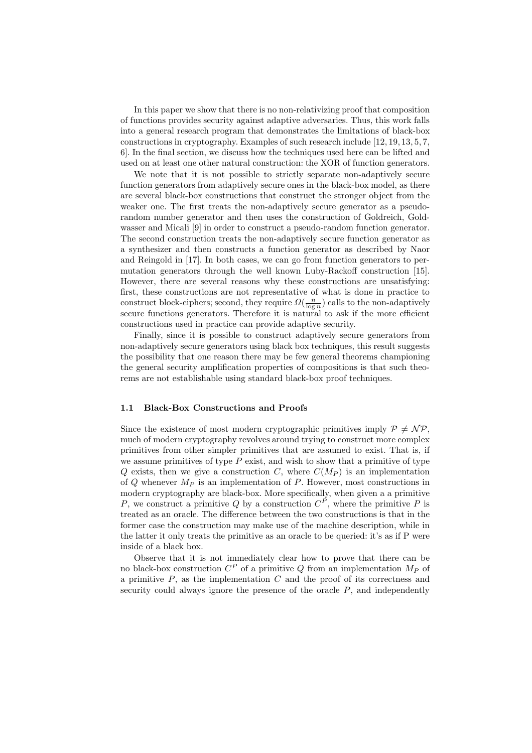In this paper we show that there is no non-relativizing proof that composition of functions provides security against adaptive adversaries. Thus, this work falls into a general research program that demonstrates the limitations of black-box constructions in cryptography. Examples of such research include [12, 19, 13, 5, 7, 6]. In the final section, we discuss how the techniques used here can be lifted and used on at least one other natural construction: the XOR of function generators.

We note that it is not possible to strictly separate non-adaptively secure function generators from adaptively secure ones in the black-box model, as there are several black-box constructions that construct the stronger object from the weaker one. The first treats the non-adaptively secure generator as a pseudo-random number generator and then uses the construction of Goldreich, Goldwasser and Micali [9] in order to construct a pseudo-random function generator. The second construction treats the non-adaptively secure function generator as a synthesizer and then constructs a function generator as described by Naor and Reingold in [17]. In both cases, we can go from function generators to permutation generators through the well known Luby-Rackoff construction [15]. However, there are several reasons why these constructions are unsatisfying: first, these constructions are not representative of what is done in practice to construct block-ciphers; second, they require $\Omega(\frac{n}{\log n})$ calls to the non-adaptively secure functions generators. Therefore it is natural to ask if the more efficient constructions used in practice can provide adaptive security.

Finally, since it is possible to construct adaptively secure generators from non-adaptively secure generators using black box techniques, this result suggests the possibility that one reason there may be few general theorems championing the general security amplification properties of compositions is that such theorems are not establishable using standard black-box proof techniques.

### 1.1 Black-Box Constructions and Proofs

Since the existence of most modern cryptographic primitives imply $\mathcal{P} \neq \mathcal{NP}$, much of modern cryptography revolves around trying to construct more complex primitives from other simpler primitives that are assumed to exist. That is, if we assume primitives of type $P$ exist, and wish to show that a primitive of type $Q$ exists, then we give a construction $C$, where $C(M_P)$ is an implementation of $Q$ whenever $M_P$ is an implementation of $P$. However, most constructions in modern cryptography are black-box. More specifically, when given a a primitive $P$, we construct a primitive $Q$ by a construction $C^P$, where the primitive $P$ is treated as an oracle. The difference between the two constructions is that in the former case the construction may make use of the machine description, while in the latter it only treats the primitive as an oracle to be queried: it's as if P were inside of a black box.

Observe that it is not immediately clear how to prove that there can be no black-box construction $C^P$ of a primitive $Q$ from an implementation $M_P$ of a primitive $P$, as the implementation $C$ and the proof of its correctness and security could always ignore the presence of the oracle $P$, and independently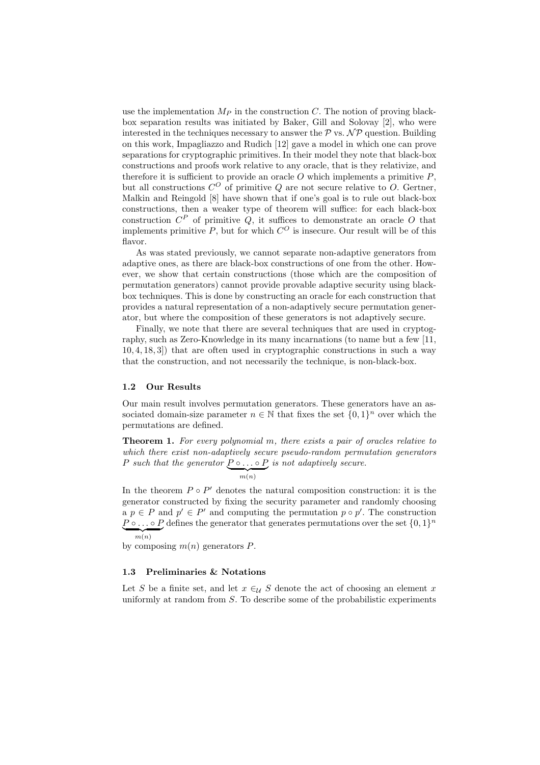use the implementation $M_P$ in the construction $C$. The notion of proving black-box separation results was initiated by Baker, Gill and Solovay [2], who were interested in the techniques necessary to answer the $\mathcal{P}$ vs. $\mathcal{NP}$ question. Building on this work, Impagliazzo and Rudich [12] gave a model in which one can prove separations for cryptographic primitives. In their model they note that black-box constructions and proofs work relative to any oracle, that is they relativize, and therefore it is sufficient to provide an oracle $O$ which implements a primitive $P$, but all constructions $C^O$ of primitive $Q$ are not secure relative to $O$. Gertner, Malkin and Reingold [8] have shown that if one's goal is to rule out black-box constructions, then a weaker type of theorem will suffice: for each black-box construction $C^P$ of primitive $Q$, it suffices to demonstrate an oracle $O$ that implements primitive $P$, but for which $C^O$ is insecure. Our result will be of this flavor.

As was stated previously, we cannot separate non-adaptive generators from adaptive ones, as there are black-box constructions of one from the other. However, we show that certain constructions (those which are the composition of permutation generators) cannot provide provable adaptive security using black-box techniques. This is done by constructing an oracle for each construction that provides a natural representation of a non-adaptively secure permutation generator, but where the composition of these generators is not adaptively secure.

Finally, we note that there are several techniques that are used in cryptography, such as Zero-Knowledge in its many incarnations (to name but a few [11, 10, 4, 18, 3]) that are often used in cryptographic constructions in such a way that the construction, and not necessarily the technique, is non-black-box.

### 1.2 Our Results

Our main result involves permutation generators. These generators have an associated domain-size parameter $n \in \mathbb{N}$ that fixes the set $\{0,1\}^n$ over which the permutations are defined.

**Theorem 1.** *For every polynomial $m$, there exists a pair of oracles relative to which there exist non-adaptively secure pseudo-random permutation generators $P$ such that the generator $\underbrace{P \circ \ldots \circ P}_{m(n)}$ is not adaptively secure.*

In the theorem $P \circ P'$ denotes the natural composition construction: it is the generator constructed by fixing the security parameter and randomly choosing a $p \in P$ and $p' \in P'$ and computing the permutation $p \circ p'$. The construction $\underbrace{P \circ \ldots \circ P}_{m(n)}$ defines the generator that generates permutations over the set $\{0,1\}^n$ by composing $m(n)$ generators $P$.

### 1.3 Preliminaries & Notations

Let $S$ be a finite set, and let $x \in_{\mathcal{U}} S$ denote the act of choosing an element $x$ uniformly at random from $S$. To describe some of the probabilistic experiments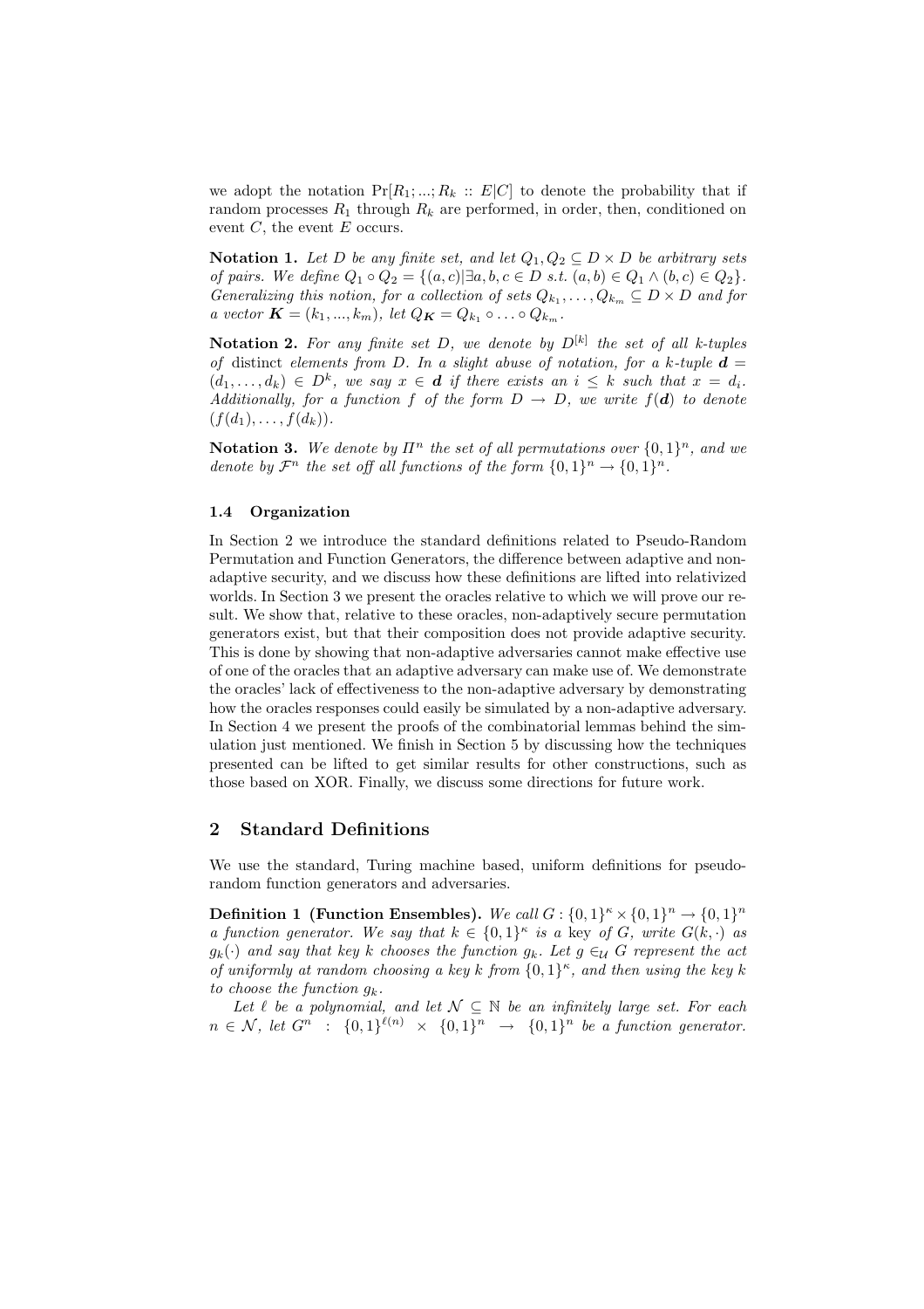we adopt the notation $\Pr[R_1; ...; R_k :: E|C]$ to denote the probability that if random processes $R_1$ through $R_k$ are performed, in order, then, conditioned on event $C$, the event $E$ occurs.

**Notation 1.** *Let $D$ be any finite set, and let $Q_1, Q_2 \subseteq D \times D$ be arbitrary sets of pairs. We define $Q_1 \circ Q_2 = \{(a,c) | \exists a, b, c \in D \text{ s.t. } (a,b) \in Q_1 \wedge (b,c) \in Q_2\}$. Generalizing this notion, for a collection of sets $Q_{k_1}, \ldots, Q_{k_m} \subseteq D \times D$ and for a vector $\boldsymbol{K} = (k_1, ..., k_m)$, let $Q_{\boldsymbol{K}} = Q_{k_1} \circ \ldots \circ Q_{k_m}$.*

**Notation 2.** *For any finite set $D$, we denote by $D^{[k]}$ the set of all $k$-tuples of* distinct *elements from $D$. In a slight abuse of notation, for a $k$-tuple $\boldsymbol{d} = (d_1, \ldots, d_k) \in D^k$, we say $x \in \boldsymbol{d}$ if there exists an $i \leq k$ such that $x = d_i$. Additionally, for a function $f$ of the form $D \to D$, we write $f(\boldsymbol{d})$ to denote $(f(d_1), \ldots, f(d_k))$.*

**Notation 3.** *We denote by $\Pi^n$ the set of all permutations over $\{0,1\}^n$, and we denote by $\mathcal{F}^n$ the set off all functions of the form $\{0,1\}^n \to \{0,1\}^n$.*

### 1.4 Organization

In Section 2 we introduce the standard definitions related to Pseudo-Random Permutation and Function Generators, the difference between adaptive and non-adaptive security, and we discuss how these definitions are lifted into relativized worlds. In Section 3 we present the oracles relative to which we will prove our result. We show that, relative to these oracles, non-adaptively secure permutation generators exist, but that their composition does not provide adaptive security. This is done by showing that non-adaptive adversaries cannot make effective use of one of the oracles that an adaptive adversary can make use of. We demonstrate the oracles' lack of effectiveness to the non-adaptive adversary by demonstrating how the oracles responses could easily be simulated by a non-adaptive adversary. In Section 4 we present the proofs of the combinatorial lemmas behind the simulation just mentioned. We finish in Section 5 by discussing how the techniques presented can be lifted to get similar results for other constructions, such as those based on XOR. Finally, we discuss some directions for future work.

## 2 Standard Definitions

We use the standard, Turing machine based, uniform definitions for pseudo-random function generators and adversaries.

**Definition 1 (Function Ensembles).** *We call $G : \{0,1\}^\kappa \times \{0,1\}^n \to \{0,1\}^n$ a function generator. We say that $k \in \{0,1\}^\kappa$ is a* key *of $G$, write $G(k, \cdot)$ as $g_k(\cdot)$ and say that key $k$ chooses the function $g_k$. Let $g \in_{\mathcal{U}} G$ represent the act of uniformly at random choosing a key $k$ from $\{0,1\}^\kappa$, and then using the key $k$ to choose the function $g_k$.*

*Let $\ell$ be a polynomial, and let $\mathcal{N} \subseteq \mathbb{N}$ be an infinitely large set. For each $n \in \mathcal{N}$, let $G^n : \{0,1\}^{\ell(n)} \times \{0,1\}^n \to \{0,1\}^n$ be a function generator.*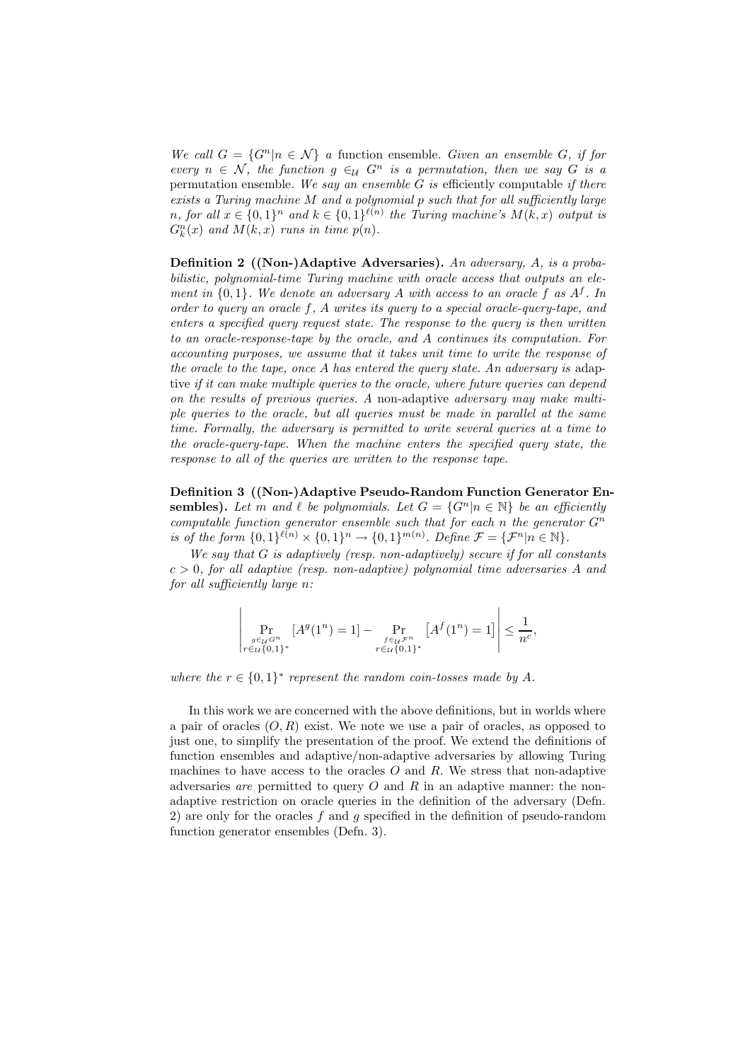*We call $G = \{G^n | n \in \mathcal{N}\}$ a* function ensemble. *Given an ensemble $G$, if for every $n \in \mathcal{N}$, the function $g \in_{\mathcal{U}} G^n$ is a permutation, then we say $G$ is a* permutation ensemble. *We say an ensemble $G$ is* efficiently computable *if there exists a Turing machine $M$ and a polynomial $p$ such that for all sufficiently large $n$, for all $x \in \{0,1\}^n$ and $k \in \{0,1\}^{\ell(n)}$ the Turing machine's $M(k,x)$ output is $G^n_k(x)$ and $M(k,x)$ runs in time $p(n)$.*

**Definition 2 ((Non-)Adaptive Adversaries).** *An adversary, $A$, is a probabilistic, polynomial-time Turing machine with oracle access that outputs an element in $\{0,1\}$. We denote an adversary $A$ with access to an oracle $f$ as $A^f$. In order to query an oracle $f$, $A$ writes its query to a special oracle-query-tape, and enters a specified query request state. The response to the query is then written to an oracle-response-tape by the oracle, and $A$ continues its computation. For accounting purposes, we assume that it takes unit time to write the response of the oracle to the tape, once $A$ has entered the query state. An adversary is* adaptive *if it can make multiple queries to the oracle, where future queries can depend on the results of previous queries. A* non-adaptive *adversary may make multiple queries to the oracle, but all queries must be made in parallel at the same time. Formally, the adversary is permitted to write several queries at a time to the oracle-query-tape. When the machine enters the specified query state, the response to all of the queries are written to the response tape.*

**Definition 3 ((Non-)Adaptive Pseudo-Random Function Generator Ensembles).** *Let $m$ and $\ell$ be polynomials. Let $G = \{G^n | n \in \mathbb{N}\}$ be an efficiently computable function generator ensemble such that for each $n$ the generator $G^n$ is of the form $\{0,1\}^{\ell(n)} \times \{0,1\}^n \to \{0,1\}^{m(n)}$. Define $\mathcal{F} = \{\mathcal{F}^n | n \in \mathbb{N}\}$.*

*We say that $G$ is adaptively (resp. non-adaptively) secure if for all constants $c > 0$, for all adaptive (resp. non-adaptive) polynomial time adversaries $A$ and for all sufficiently large $n$:*

$$\left| \Pr_{\substack{g \in_{\mathcal{U}} G^n \\ r \in_{\mathcal{U}} \{0,1\}^*}} [A^g(1^n) = 1] - \Pr_{\substack{f \in_{\mathcal{U}} \mathcal{F}^n \\ r \in_{\mathcal{U}} \{0,1\}^*}} \left[A^f(1^n) = 1\right] \right| \leq \frac{1}{n^c},$$

*where the $r \in \{0,1\}^*$ represent the random coin-tosses made by $A$.*

In this work we are concerned with the above definitions, but in worlds where a pair of oracles $(O, R)$ exist. We note we use a pair of oracles, as opposed to just one, to simplify the presentation of the proof. We extend the definitions of function ensembles and adaptive/non-adaptive adversaries by allowing Turing machines to have access to the oracles $O$ and $R$. We stress that non-adaptive adversaries *are* permitted to query $O$ and $R$ in an adaptive manner: the non-adaptive restriction on oracle queries in the definition of the adversary (Defn. 2) are only for the oracles $f$ and $g$ specified in the definition of pseudo-random function generator ensembles (Defn. 3).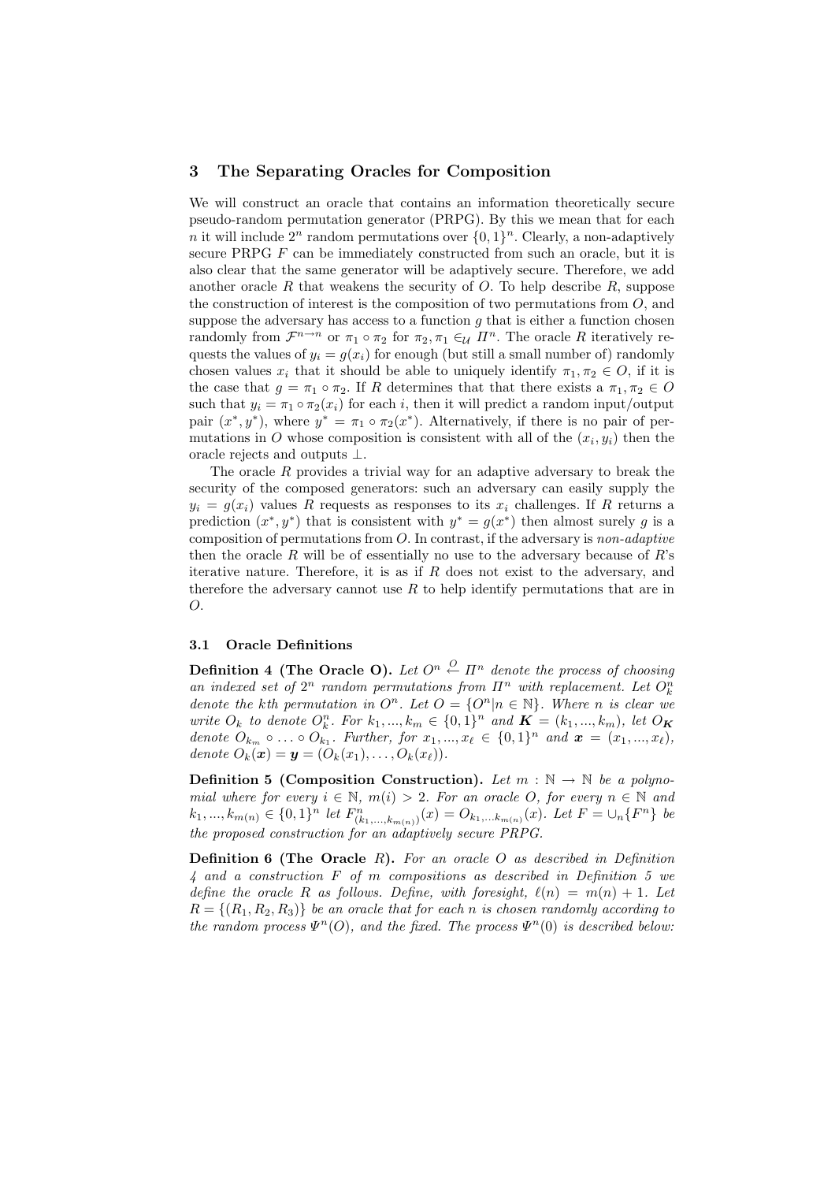## 3 The Separating Oracles for Composition

We will construct an oracle that contains an information theoretically secure pseudo-random permutation generator (PRPG). By this we mean that for each $n$ it will include $2^n$ random permutations over $\{0,1\}^n$. Clearly, a non-adaptively secure PRPG $F$ can be immediately constructed from such an oracle, but it is also clear that the same generator will be adaptively secure. Therefore, we add another oracle $R$ that weakens the security of $O$. To help describe $R$, suppose the construction of interest is the composition of two permutations from $O$, and suppose the adversary has access to a function $g$ that is either a function chosen randomly from $\mathcal{F}^{n \to n}$ or $\pi_1 \circ \pi_2$ for $\pi_2, \pi_1 \in_{\mathcal{U}} \Pi^n$. The oracle $R$ iteratively requests the values of $y_i = g(x_i)$ for enough (but still a small number of) randomly chosen values $x_i$ that it should be able to uniquely identify $\pi_1, \pi_2 \in O$, if it is the case that $g = \pi_1 \circ \pi_2$. If $R$ determines that that there exists a $\pi_1, \pi_2 \in O$ such that $y_i = \pi_1 \circ \pi_2(x_i)$ for each $i$, then it will predict a random input/output pair $(x^*, y^*)$, where $y^* = \pi_1 \circ \pi_2(x^*)$. Alternatively, if there is no pair of permutations in $O$ whose composition is consistent with all of the $(x_i, y_i)$ then the oracle rejects and outputs $\perp$.

The oracle $R$ provides a trivial way for an adaptive adversary to break the security of the composed generators: such an adversary can easily supply the $y_i = g(x_i)$ values $R$ requests as responses to its $x_i$ challenges. If $R$ returns a prediction $(x^*, y^*)$ that is consistent with $y^* = g(x^*)$ then almost surely $g$ is a composition of permutations from $O$. In contrast, if the adversary is *non-adaptive* then the oracle $R$ will be of essentially no use to the adversary because of $R$'s iterative nature. Therefore, it is as if $R$ does not exist to the adversary, and therefore the adversary cannot use $R$ to help identify permutations that are in $O$.

### 3.1 Oracle Definitions

**Definition 4 (The Oracle O).** *Let $O^n \overset{O}{\leftarrow} \Pi^n$ denote the process of choosing an indexed set of $2^n$ random permutations from $\Pi^n$ with replacement. Let $O^n_k$ denote the kth permutation in $O^n$. Let $O = \{O^n | n \in \mathbb{N}\}$. Where $n$ is clear we write $O_k$ to denote $O^n_k$. For $k_1, ..., k_m \in \{0,1\}^n$ and $\boldsymbol{K} = (k_1, ..., k_m)$, let $O_{\boldsymbol{K}}$ denote $O_{k_m} \circ \ldots \circ O_{k_1}$. Further, for $x_1, ..., x_\ell \in \{0,1\}^n$ and $\boldsymbol{x} = (x_1, ..., x_\ell)$, denote $O_k(\boldsymbol{x}) = \boldsymbol{y} = (O_k(x_1), \ldots, O_k(x_\ell))$.*

**Definition 5 (Composition Construction).** *Let $m : \mathbb{N} \to \mathbb{N}$ be a polynomial where for every $i \in \mathbb{N}$, $m(i) > 2$. For an oracle $O$, for every $n \in \mathbb{N}$ and $k_1, ..., k_{m(n)} \in \{0,1\}^n$ let $F^n_{(k_1,...,k_{m(n)})}(x) = O_{k_1,...k_{m(n)}}(x)$. Let $F = \cup_n \{F^n\}$ be the proposed construction for an adaptively secure PRPG.*

**Definition 6 (The Oracle $R$).** *For an oracle $O$ as described in Definition 4 and a construction $F$ of $m$ compositions as described in Definition 5 we define the oracle $R$ as follows. Define, with foresight, $\ell(n) = m(n) + 1$. Let $R = \{(R_1, R_2, R_3)\}$ be an oracle that for each $n$ is chosen randomly according to the random process $\Psi^n(O)$, and the fixed. The process $\Psi^n(0)$ is described below:*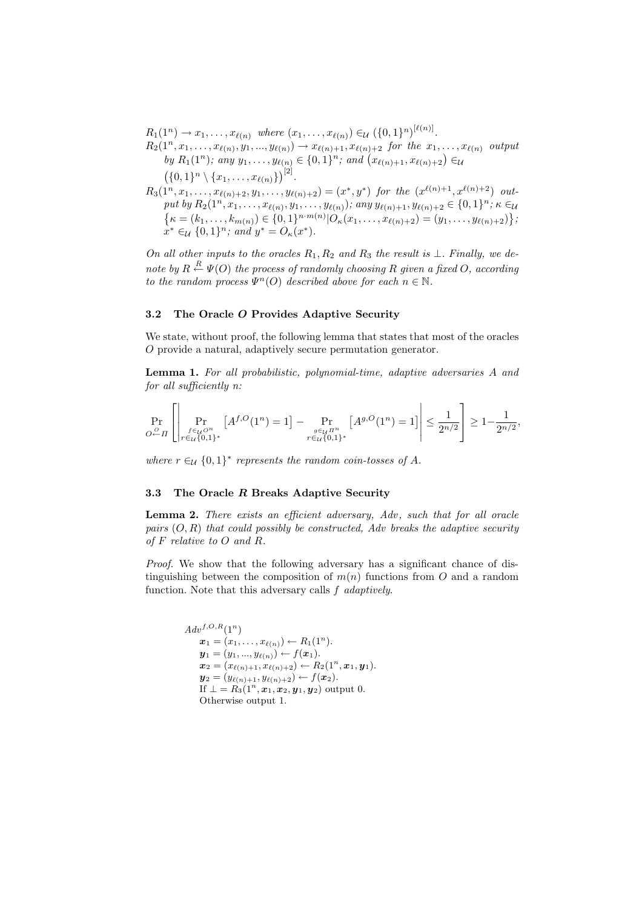$R_1(1^n) \rightarrow x_1, \ldots, x_{\ell(n)}$ *where* $(x_1, \ldots, x_{\ell(n)}) \in_{\mathcal{U}} (\{0,1\}^n)^{[\ell(n)]}$.

$R_2(1^n, x_1, \ldots, x_{\ell(n)}, y_1, ..., y_{\ell(n)}) \rightarrow x_{\ell(n)+1}, x_{\ell(n)+2}$ *for the* $x_1, \ldots, x_{\ell(n)}$ *output by* $R_1(1^n)$*; any* $y_1, \ldots, y_{\ell(n)} \in \{0,1\}^n$*; and* $(x_{\ell(n)+1}, x_{\ell(n)+2}) \in_{\mathcal{U}} (\{0,1\}^n \setminus \{x_1, \ldots, x_{\ell(n)}\})^{[2]}$.

$R_3(1^n, x_1, \ldots, x_{\ell(n)+2}, y_1, \ldots, y_{\ell(n)+2}) = (x^*, y^*)$ *for the* $(x^{\ell(n)+1}, x^{\ell(n)+2})$ *output by* $R_2(1^n, x_1, \ldots, x_{\ell(n)}, y_1, \ldots, y_{\ell(n)})$*; any* $y_{\ell(n)+1}, y_{\ell(n)+2} \in \{0,1\}^n$*;* $\kappa \in_{\mathcal{U}} \{\kappa = (k_1, \ldots, k_{m(n)}) \in \{0,1\}^{n \cdot m(n)} | O_\kappa(x_1, \ldots, x_{\ell(n)+2}) = (y_1, \ldots, y_{\ell(n)+2})\}$*;* $x^* \in_{\mathcal{U}} \{0,1\}^n$*; and* $y^* = O_\kappa(x^*)$.

*On all other inputs to the oracles* $R_1, R_2$ *and* $R_3$ *the result is* $\bot$*. Finally, we denote by* $R \overset{R}{\leftarrow} \Psi(O)$ *the process of randomly choosing* $R$ *given a fixed* $O$*, according to the random process* $\Psi^n(O)$ *described above for each* $n \in \mathbb{N}$.

### 3.2 The Oracle *O* Provides Adaptive Security

We state, without proof, the following lemma that states that most of the oracles $O$ provide a natural, adaptively secure permutation generator.

**Lemma 1.** *For all probabilistic, polynomial-time, adaptive adversaries* $A$ *and for all sufficiently* $n$*:*

$$\Pr_{O \overset{O}{\leftarrow} \Pi} \left[ \left| \Pr_{\substack{f \in_{\mathcal{U}} O^n \\ r \in_{\mathcal{U}} \{0,1\}^*}} \left[ A^{f,O}(1^n) = 1 \right] - \Pr_{\substack{g \in_{\mathcal{U}} \Pi^n \\ r \in_{\mathcal{U}} \{0,1\}^*}} \left[ A^{g,O}(1^n) = 1 \right] \right| \leq \frac{1}{2^{n/2}} \right] \geq 1 - \frac{1}{2^{n/2}},$$

*where* $r \in_{\mathcal{U}} \{0,1\}^*$ *represents the random coin-tosses of* $A$.

### 3.3 The Oracle *R* Breaks Adaptive Security

**Lemma 2.** *There exists an efficient adversary, Adv, such that for all oracle pairs* $(O, R)$ *that could possibly be constructed, Adv breaks the adaptive security of* $F$ *relative to* $O$ *and* $R$.

*Proof.* We show that the following adversary has a significant chance of distinguishing between the composition of $m(n)$ functions from $O$ and a random function. Note that this adversary calls $f$ *adaptively*.

$Adv^{f,O,R}(1^n)$
- $\boldsymbol{x}_1 = (x_1, \ldots, x_{\ell(n)}) \leftarrow R_1(1^n)$.
- $\boldsymbol{y}_1 = (y_1, ..., y_{\ell(n)}) \leftarrow f(\boldsymbol{x}_1)$.
- $\boldsymbol{x}_2 = (x_{\ell(n)+1}, x_{\ell(n)+2}) \leftarrow R_2(1^n, \boldsymbol{x}_1, \boldsymbol{y}_1)$.
- $\boldsymbol{y}_2 = (y_{\ell(n)+1}, y_{\ell(n)+2}) \leftarrow f(\boldsymbol{x}_2)$.
- If $\bot = R_3(1^n, \boldsymbol{x}_1, \boldsymbol{x}_2, \boldsymbol{y}_1, \boldsymbol{y}_2)$ output 0.
- Otherwise output 1.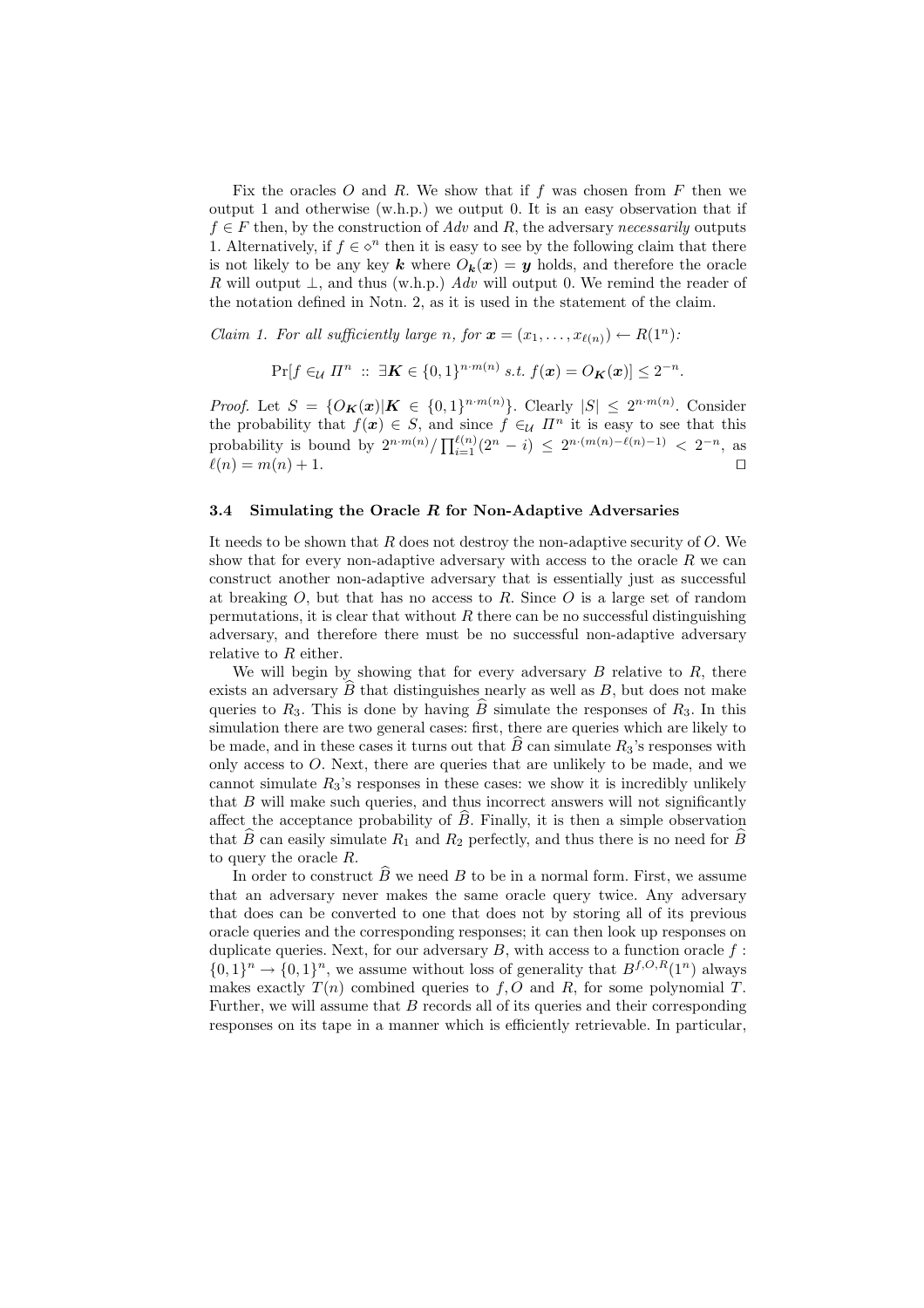Fix the oracles $O$ and $R$. We show that if $f$ was chosen from $F$ then we output 1 and otherwise (w.h.p.) we output 0. It is an easy observation that if $f \in F$ then, by the construction of *Adv* and $R$, the adversary *necessarily* outputs 1. Alternatively, if $f \in \diamond^n$ then it is easy to see by the following claim that there is not likely to be any key $\boldsymbol{k}$ where $O_{\boldsymbol{k}}(\boldsymbol{x}) = \boldsymbol{y}$ holds, and therefore the oracle $R$ will output $\perp$, and thus (w.h.p.) *Adv* will output 0. We remind the reader of the notation defined in Notn. 2, as it is used in the statement of the claim.

*Claim 1. For all sufficiently large $n$, for $\boldsymbol{x} = (x_1, \ldots, x_{\ell(n)}) \leftarrow R(1^n)$:*

$$\Pr[f \in_{\mathcal{U}} \Pi^n :: \exists \boldsymbol{K} \in \{0,1\}^{n \cdot m(n)} \text{ s.t. } f(\boldsymbol{x}) = O_{\boldsymbol{K}}(\boldsymbol{x})] \leq 2^{-n}.$$

*Proof.* Let $S = \{O_{\boldsymbol{K}}(\boldsymbol{x}) | \boldsymbol{K} \in \{0,1\}^{n \cdot m(n)}\}$. Clearly $|S| \leq 2^{n \cdot m(n)}$. Consider the probability that $f(\boldsymbol{x}) \in S$, and since $f \in_{\mathcal{U}} \Pi^n$ it is easy to see that this probability is bound by $2^{n \cdot m(n)} / \prod_{i=1}^{\ell(n)} (2^n - i) \leq 2^{n \cdot (m(n) - \ell(n) - 1)} < 2^{-n}$, as $\ell(n) = m(n) + 1$. $\square$

### 3.4 Simulating the Oracle $R$ for Non-Adaptive Adversaries

It needs to be shown that $R$ does not destroy the non-adaptive security of $O$. We show that for every non-adaptive adversary with access to the oracle $R$ we can construct another non-adaptive adversary that is essentially just as successful at breaking $O$, but that has no access to $R$. Since $O$ is a large set of random permutations, it is clear that without $R$ there can be no successful distinguishing adversary, and therefore there must be no successful non-adaptive adversary relative to $R$ either.

We will begin by showing that for every adversary $B$ relative to $R$, there exists an adversary $\widehat{B}$ that distinguishes nearly as well as $B$, but does not make queries to $R_3$. This is done by having $\widehat{B}$ simulate the responses of $R_3$. In this simulation there are two general cases: first, there are queries which are likely to be made, and in these cases it turns out that $\widehat{B}$ can simulate $R_3$'s responses with only access to $O$. Next, there are queries that are unlikely to be made, and we cannot simulate $R_3$'s responses in these cases: we show it is incredibly unlikely that $B$ will make such queries, and thus incorrect answers will not significantly affect the acceptance probability of $\widehat{B}$. Finally, it is then a simple observation that $\widehat{B}$ can easily simulate $R_1$ and $R_2$ perfectly, and thus there is no need for $\widehat{B}$ to query the oracle $R$.

In order to construct $\widehat{B}$ we need $B$ to be in a normal form. First, we assume that an adversary never makes the same oracle query twice. Any adversary that does can be converted to one that does not by storing all of its previous oracle queries and the corresponding responses; it can then look up responses on duplicate queries. Next, for our adversary $B$, with access to a function oracle $f : \{0,1\}^n \to \{0,1\}^n$, we assume without loss of generality that $B^{f,O,R}(1^n)$ always makes exactly $T(n)$ combined queries to $f, O$ and $R$, for some polynomial $T$. Further, we will assume that $B$ records all of its queries and their corresponding responses on its tape in a manner which is efficiently retrievable. In particular,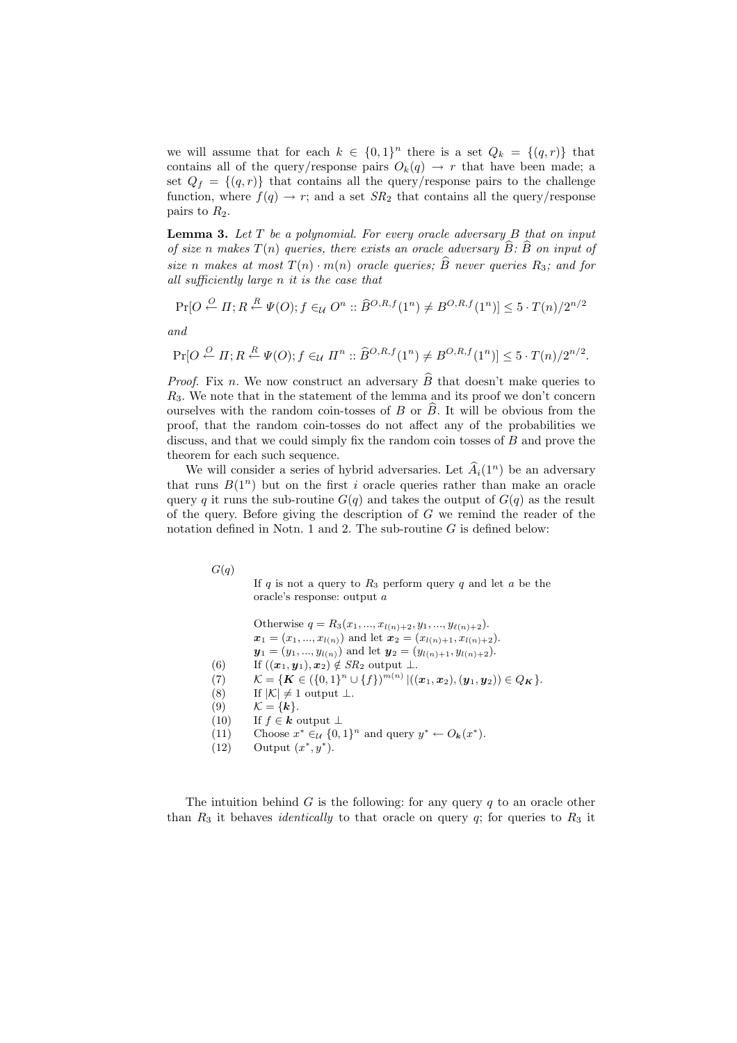we will assume that for each $k \in \{0,1\}^n$ there is a set $Q_k = \{(q,r)\}$ that contains all of the query/response pairs $O_k(q) \to r$ that have been made; a set $Q_f = \{(q,r)\}$ that contains all the query/response pairs to the challenge function, where $f(q) \to r$; and a set $SR_2$ that contains all the query/response pairs to $R_2$.

**Lemma 3.** *Let $T$ be a polynomial. For every oracle adversary $B$ that on input of size $n$ makes $T(n)$ queries, there exists an oracle adversary $\widehat{B}$: $\widehat{B}$ on input of size $n$ makes at most $T(n) \cdot m(n)$ oracle queries; $\widehat{B}$ never queries $R_3$; and for all sufficiently large $n$ it is the case that*

$$\Pr[O \overset{O}{\leftarrow} \Pi; R \overset{R}{\leftarrow} \Psi(O); f \in_{\mathcal{U}} O^n :: \widehat{B}^{O,R,f}(1^n) \neq B^{O,R,f}(1^n)] \leq 5 \cdot T(n)/2^{n/2}$$

*and*

$$\Pr[O \overset{O}{\leftarrow} \Pi; R \overset{R}{\leftarrow} \Psi(O); f \in_{\mathcal{U}} \Pi^n :: \widehat{B}^{O,R,f}(1^n) \neq B^{O,R,f}(1^n)] \leq 5 \cdot T(n)/2^{n/2}.$$

*Proof.* Fix $n$. We now construct an adversary $\widehat{B}$ that doesn't make queries to $R_3$. We note that in the statement of the lemma and its proof we don't concern ourselves with the random coin-tosses of $B$ or $\widehat{B}$. It will be obvious from the proof, that the random coin-tosses do not affect any of the probabilities we discuss, and that we could simply fix the random coin tosses of $B$ and prove the theorem for each such sequence.

We will consider a series of hybrid adversaries. Let $\widehat{A}_i(1^n)$ be an adversary that runs $B(1^n)$ but on the first $i$ oracle queries rather than make an oracle query $q$ it runs the sub-routine $G(q)$ and takes the output of $G(q)$ as the result of the query. Before giving the description of $G$ we remind the reader of the notation defined in Notn. 1 and 2. The sub-routine $G$ is defined below:

$G(q)$

If $q$ is not a query to $R_3$ perform query $q$ and let $a$ be the oracle's response: output $a$

Otherwise $q = R_3(x_1, ..., x_{l(n)+2}, y_1, ..., y_{\ell(n)+2})$.
$\boldsymbol{x}_1 = (x_1, ..., x_{l(n)})$ and let $\boldsymbol{x}_2 = (x_{l(n)+1}, x_{l(n)+2})$.
$\boldsymbol{y}_1 = (y_1, ..., y_{l(n)})$ and let $\boldsymbol{y}_2 = (y_{l(n)+1}, y_{l(n)+2})$.

(6) If $((\boldsymbol{x}_1, \boldsymbol{y}_1), \boldsymbol{x}_2) \notin SR_2$ output $\perp$.
(7) $\mathcal{K} = \{\boldsymbol{K} \in (\{0,1\}^n \cup \{f\})^{m(n)} \mid ((\boldsymbol{x}_1, \boldsymbol{x}_2), (\boldsymbol{y}_1, \boldsymbol{y}_2)) \in Q_{\boldsymbol{K}}\}$.
(8) If $|\mathcal{K}| \neq 1$ output $\perp$.
(9) $\mathcal{K} = \{\boldsymbol{k}\}$.
(10) If $f \in \boldsymbol{k}$ output $\perp$
(11) Choose $x^* \in_{\mathcal{U}} \{0,1\}^n$ and query $y^* \leftarrow O_{\boldsymbol{k}}(x^*)$.
(12) Output $(x^*, y^*)$.

The intuition behind $G$ is the following: for any query $q$ to an oracle other than $R_3$ it behaves *identically* to that oracle on query $q$; for queries to $R_3$ it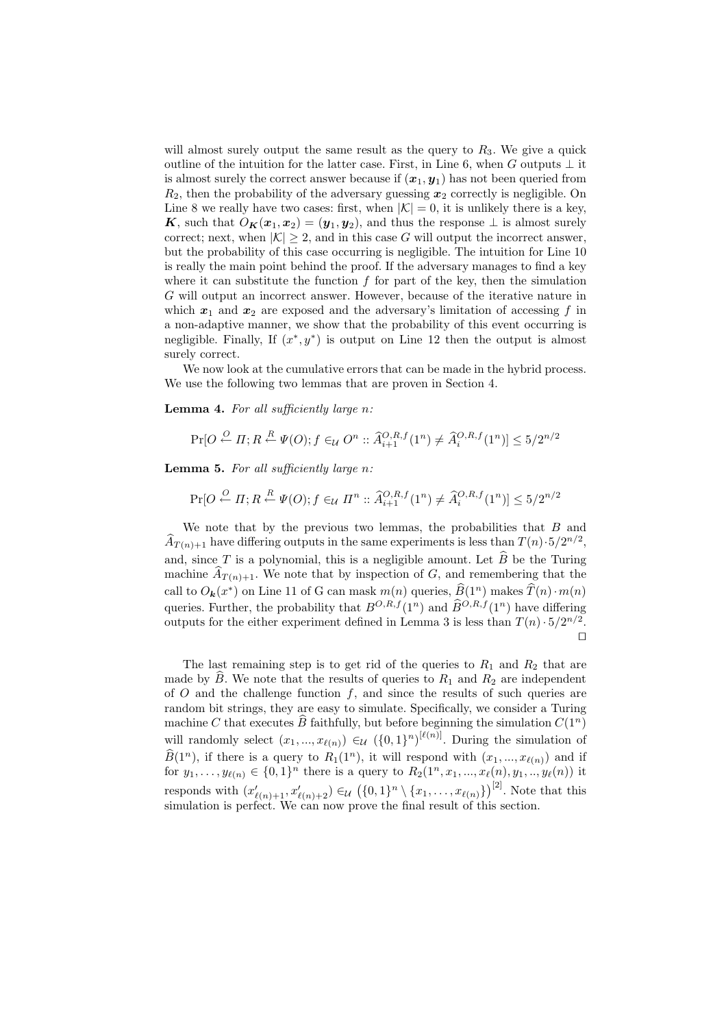will almost surely output the same result as the query to $R_3$. We give a quick outline of the intuition for the latter case. First, in Line 6, when $G$ outputs $\perp$ it is almost surely the correct answer because if $(\boldsymbol{x}_1, \boldsymbol{y}_1)$ has not been queried from $R_2$, then the probability of the adversary guessing $\boldsymbol{x}_2$ correctly is negligible. On Line 8 we really have two cases: first, when $|\mathcal{K}| = 0$, it is unlikely there is a key, $\boldsymbol{K}$, such that $O_{\boldsymbol{K}}(\boldsymbol{x}_1, \boldsymbol{x}_2) = (\boldsymbol{y}_1, \boldsymbol{y}_2)$, and thus the response $\perp$ is almost surely correct; next, when $|\mathcal{K}| \geq 2$, and in this case $G$ will output the incorrect answer, but the probability of this case occurring is negligible. The intuition for Line 10 is really the main point behind the proof. If the adversary manages to find a key where it can substitute the function $f$ for part of the key, then the simulation $G$ will output an incorrect answer. However, because of the iterative nature in which $\boldsymbol{x}_1$ and $\boldsymbol{x}_2$ are exposed and the adversary's limitation of accessing $f$ in a non-adaptive manner, we show that the probability of this event occurring is negligible. Finally, If $(x^*, y^*)$ is output on Line 12 then the output is almost surely correct.

We now look at the cumulative errors that can be made in the hybrid process. We use the following two lemmas that are proven in Section 4.

**Lemma 4.** *For all sufficiently large $n$:*

$$\Pr[O \stackrel{O}{\leftarrow} \Pi; R \stackrel{R}{\leftarrow} \Psi(O); f \in_{\mathcal{U}} O^n :: \widehat{A}_{i+1}^{O,R,f}(1^n) \neq \widehat{A}_i^{O,R,f}(1^n)] \leq 5/2^{n/2}$$

**Lemma 5.** *For all sufficiently large $n$:*

$$\Pr[O \stackrel{O}{\leftarrow} \Pi; R \stackrel{R}{\leftarrow} \Psi(O); f \in_{\mathcal{U}} \Pi^n :: \widehat{A}_{i+1}^{O,R,f}(1^n) \neq \widehat{A}_i^{O,R,f}(1^n)] \leq 5/2^{n/2}$$

We note that by the previous two lemmas, the probabilities that $B$ and $\widehat{A}_{T(n)+1}$ have differing outputs in the same experiments is less than $T(n) \cdot 5/2^{n/2}$, and, since $T$ is a polynomial, this is a negligible amount. Let $\widehat{B}$ be the Turing machine $\widehat{A}_{T(n)+1}$. We note that by inspection of $G$, and remembering that the call to $O_{\boldsymbol{k}}(x^*)$ on Line 11 of G can mask $m(n)$ queries, $\widehat{B}(1^n)$ makes $\widehat{T}(n) \cdot m(n)$ queries. Further, the probability that $B^{O,R,f}(1^n)$ and $\widehat{B}^{O,R,f}(1^n)$ have differing outputs for the either experiment defined in Lemma 3 is less than $T(n) \cdot 5/2^{n/2}$. □

The last remaining step is to get rid of the queries to $R_1$ and $R_2$ that are made by $\widehat{B}$. We note that the results of queries to $R_1$ and $R_2$ are independent of $O$ and the challenge function $f$, and since the results of such queries are random bit strings, they are easy to simulate. Specifically, we consider a Turing machine $C$ that executes $\widehat{B}$ faithfully, but before beginning the simulation $C(1^n)$ will randomly select $(x_1, ..., x_{\ell(n)}) \in_{\mathcal{U}} (\{0,1\}^n)^{[\ell(n)]}$. During the simulation of $\widehat{B}(1^n)$, if there is a query to $R_1(1^n)$, it will respond with $(x_1, ..., x_{\ell(n)})$ and if for $y_1, \ldots, y_{\ell(n)} \in \{0,1\}^n$ there is a query to $R_2(1^n, x_1, ..., x_\ell(n), y_1, .., y_\ell(n))$ it responds with $(x'_{\ell(n)+1}, x'_{\ell(n)+2}) \in_{\mathcal{U}} \left(\{0,1\}^n \setminus \{x_1, \ldots, x_{\ell(n)}\}\right)^{[2]}$. Note that this simulation is perfect. We can now prove the final result of this section.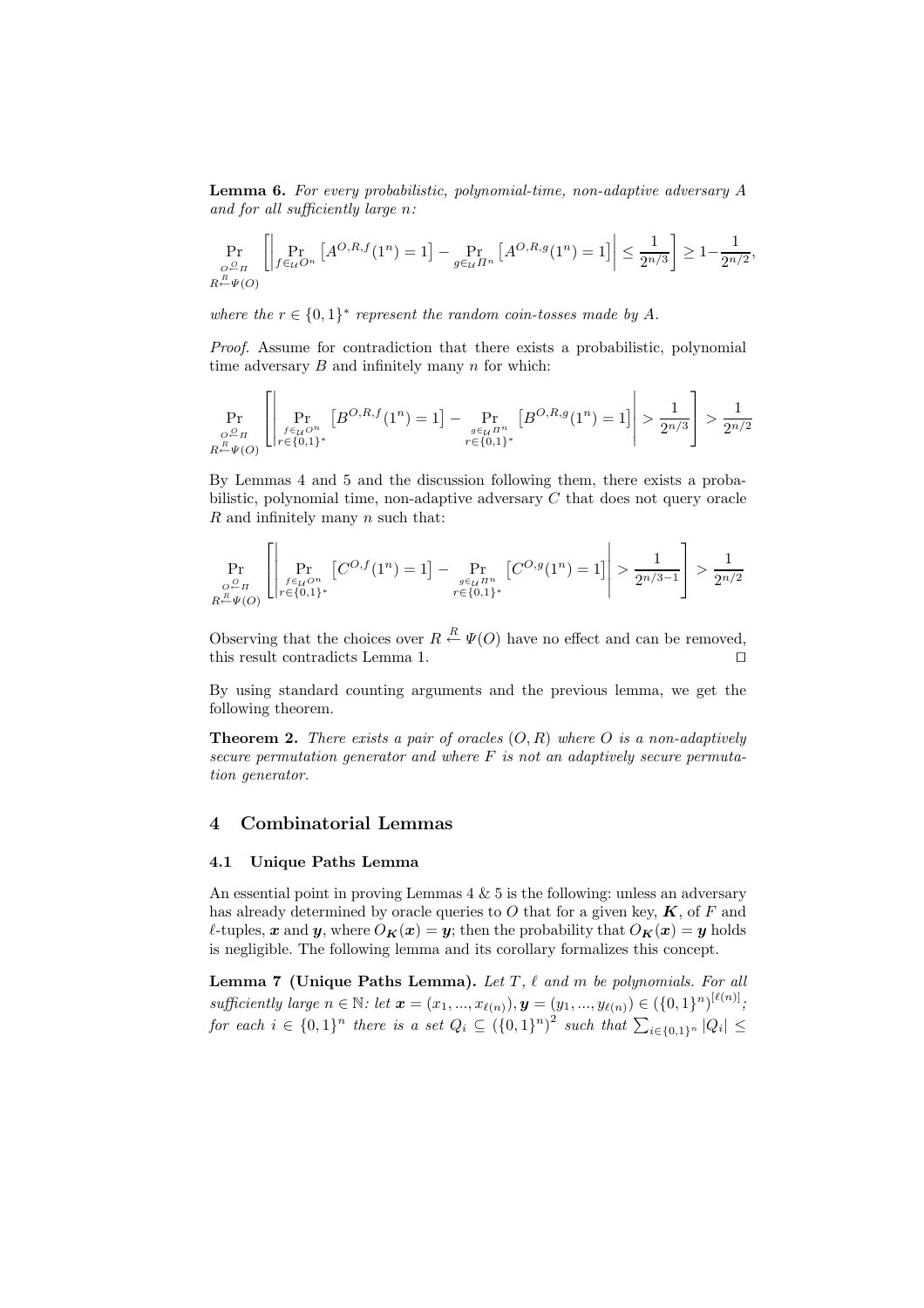**Lemma 6.** *For every probabilistic, polynomial-time, non-adaptive adversary $A$ and for all sufficiently large $n$:*

$$\Pr_{\substack{O \xleftarrow{\mathcal{O}} \Pi \\ R \xleftarrow{R} \Psi(O)}} \left[ \left| \Pr_{f \in_{\mathcal{U}} O^n} \left[ A^{O,R,f}(1^n) = 1 \right] - \Pr_{g \in_{\mathcal{U}} \Pi^n} \left[ A^{O,R,g}(1^n) = 1 \right] \right| \leq \frac{1}{2^{n/3}} \right] \geq 1 - \frac{1}{2^{n/2}},$$

*where the $r \in \{0,1\}^*$ represent the random coin-tosses made by $A$.*

*Proof.* Assume for contradiction that there exists a probabilistic, polynomial time adversary $B$ and infinitely many $n$ for which:

$$\Pr_{\substack{O \xleftarrow{\mathcal{O}} \Pi \\ R \xleftarrow{R} \Psi(O)}} \left[ \left| \Pr_{\substack{f \in_{\mathcal{U}} O^n \\ r \in \{0,1\}^*}} \left[ B^{O,R,f}(1^n) = 1 \right] - \Pr_{\substack{g \in_{\mathcal{U}} \Pi^n \\ r \in \{0,1\}^*}} \left[ B^{O,R,g}(1^n) = 1 \right] \right| > \frac{1}{2^{n/3}} \right] > \frac{1}{2^{n/2}}$$

By Lemmas 4 and 5 and the discussion following them, there exists a probabilistic, polynomial time, non-adaptive adversary $C$ that does not query oracle $R$ and infinitely many $n$ such that:

$$\Pr_{\substack{O \xleftarrow{\mathcal{O}} \Pi \\ R \xleftarrow{R} \Psi(O)}} \left[ \left| \Pr_{\substack{f \in_{\mathcal{U}} O^n \\ r \in \{0,1\}^*}} \left[ C^{O,f}(1^n) = 1 \right] - \Pr_{\substack{g \in_{\mathcal{U}} \Pi^n \\ r \in \{0,1\}^*}} \left[ C^{O,g}(1^n) = 1 \right] \right| > \frac{1}{2^{n/3-1}} \right] > \frac{1}{2^{n/2}}$$

Observing that the choices over $R \xleftarrow{R} \Psi(O)$ have no effect and can be removed, this result contradicts Lemma 1. $\square$

By using standard counting arguments and the previous lemma, we get the following theorem.

**Theorem 2.** *There exists a pair of oracles $(O, R)$ where $O$ is a non-adaptively secure permutation generator and where $F$ is not an adaptively secure permutation generator.*

## 4 Combinatorial Lemmas

### 4.1 Unique Paths Lemma

An essential point in proving Lemmas 4 & 5 is the following: unless an adversary has already determined by oracle queries to $O$ that for a given key, $\boldsymbol{K}$, of $F$ and $\ell$-tuples, $\boldsymbol{x}$ and $\boldsymbol{y}$, where $O_{\boldsymbol{K}}(\boldsymbol{x}) = \boldsymbol{y}$; then the probability that $O_{\boldsymbol{K}}(\boldsymbol{x}) = \boldsymbol{y}$ holds is negligible. The following lemma and its corollary formalizes this concept.

**Lemma 7 (Unique Paths Lemma).** *Let $T$, $\ell$ and $m$ be polynomials. For all sufficiently large $n \in \mathbb{N}$: let $\boldsymbol{x} = (x_1, ..., x_{\ell(n)}), \boldsymbol{y} = (y_1, ..., y_{\ell(n)}) \in (\{0,1\}^n)^{[\ell(n)]}$; for each $i \in \{0,1\}^n$ there is a set $Q_i \subseteq (\{0,1\}^n)^2$ such that $\sum_{i \in \{0,1\}^n} |Q_i| \leq$*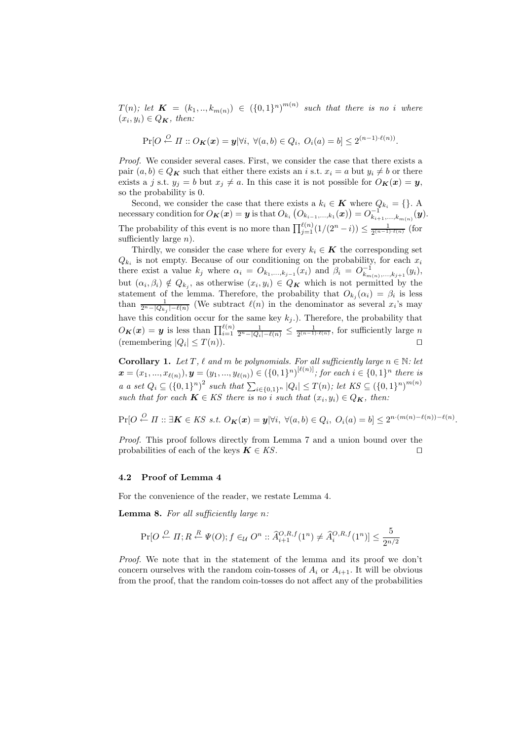$T(n)$; *let* $\boldsymbol{K} = (k_1, .., k_{m(n)}) \in (\{0,1\}^n)^{m(n)}$ *such that there is no* $i$ *where* $(x_i, y_i) \in Q_{\boldsymbol{K}}$, *then:*

$$\Pr[O \xleftarrow{O} \Pi :: O_{\boldsymbol{K}}(\boldsymbol{x}) = \boldsymbol{y} | \forall i,\ \forall (a,b) \in Q_i,\ O_i(a) = b] \leq 2^{(n-1)\cdot \ell(n))}.$$

*Proof.* We consider several cases. First, we consider the case that there exists a pair $(a,b) \in Q_{\boldsymbol{K}}$ such that either there exists an $i$ s.t. $x_i = a$ but $y_i \neq b$ or there exists a $j$ s.t. $y_j = b$ but $x_j \neq a$. In this case it is not possible for $O_{\boldsymbol{K}}(\boldsymbol{x}) = \boldsymbol{y}$, so the probability is 0.

Second, we consider the case that there exists a $k_i \in \boldsymbol{K}$ where $Q_{k_i} = \{\}$. A necessary condition for $O_{\boldsymbol{K}}(\boldsymbol{x}) = \boldsymbol{y}$ is that $O_{k_i}\left(O_{k_{i-1},...,k_1}(\boldsymbol{x})\right) = O^{-1}_{k_{i+1},...,k_{m(n)}}(\boldsymbol{y})$. The probability of this event is no more than $\prod_{j=1}^{\ell(n)} (1/(2^n - i)) \leq \frac{1}{2^{(n-1)\cdot \ell(n)}}$ (for sufficiently large $n$).

Thirdly, we consider the case where for every $k_i \in \boldsymbol{K}$ the corresponding set $Q_{k_i}$ is not empty. Because of our conditioning on the probability, for each $x_i$ there exist a value $k_j$ where $\alpha_i = O_{k_1,...,k_{j-1}}(x_i)$ and $\beta_i = O^{-1}_{k_{m(n)},...,k_{j+1}}(y_i)$, but $(\alpha_i, \beta_i) \notin Q_{k_j}$, as otherwise $(x_i, y_i) \in Q_{\boldsymbol{K}}$ which is not permitted by the statement of the lemma. Therefore, the probability that $O_{k_j}(\alpha_i) = \beta_i$ is less than $\frac{1}{2^n - |Q_{k_j}| - \ell(n)}$ (We subtract $\ell(n)$ in the denominator as several $x_i$'s may have this condition occur for the same key $k_j$.). Therefore, the probability that $O_{\boldsymbol{K}}(\boldsymbol{x}) = \boldsymbol{y}$ is less than $\prod_{i=1}^{\ell(n)} \frac{1}{2^n - |Q_i| - \ell(n)} \leq \frac{1}{2^{(n-1)\cdot \ell(n)}}$, for sufficiently large $n$ (remembering $|Q_i| \leq T(n)$). ◻

**Corollary 1.** *Let* $T$, $\ell$ *and* $m$ *be polynomials. For all sufficiently large* $n \in \mathbb{N}$*: let* $\boldsymbol{x} = (x_1, ..., x_{\ell(n)}), \boldsymbol{y} = (y_1, ..., y_{\ell(n)}) \in (\{0,1\}^n)^{[\ell(n)]}$; *for each* $i \in \{0,1\}^n$ *there is a a set* $Q_i \subseteq (\{0,1\}^n)^2$ *such that* $\sum_{i \in \{0,1\}^n} |Q_i| \leq T(n)$; *let* $KS \subseteq (\{0,1\}^n)^{m(n)}$ *such that for each* $\boldsymbol{K} \in KS$ *there is no* $i$ *such that* $(x_i, y_i) \in Q_{\boldsymbol{K}}$, *then:*

$$\Pr[O \xleftarrow{O} \Pi :: \exists \boldsymbol{K} \in KS \text{ s.t. } O_{\boldsymbol{K}}(\boldsymbol{x}) = \boldsymbol{y} | \forall i,\ \forall (a,b) \in Q_i,\ O_i(a) = b] \leq 2^{n\cdot(m(n)-\ell(n))-\ell(n)}.$$

*Proof.* This proof follows directly from Lemma 7 and a union bound over the probabilities of each of the keys $\boldsymbol{K} \in KS$. ◻

### 4.2 Proof of Lemma 4

For the convenience of the reader, we restate Lemma 4.

**Lemma 8.** *For all sufficiently large* $n$*:*

$$\Pr[O \xleftarrow{O} \Pi; R \xleftarrow{R} \Psi(O); f \in_{\mathcal{U}} O^n :: \widehat{A}^{O,R,f}_{i+1}(1^n) \neq \widehat{A}^{O,R,f}_{i}(1^n)] \leq \frac{5}{2^{n/2}}$$

*Proof.* We note that in the statement of the lemma and its proof we don't concern ourselves with the random coin-tosses of $A_i$ or $A_{i+1}$. It will be obvious from the proof, that the random coin-tosses do not affect any of the probabilities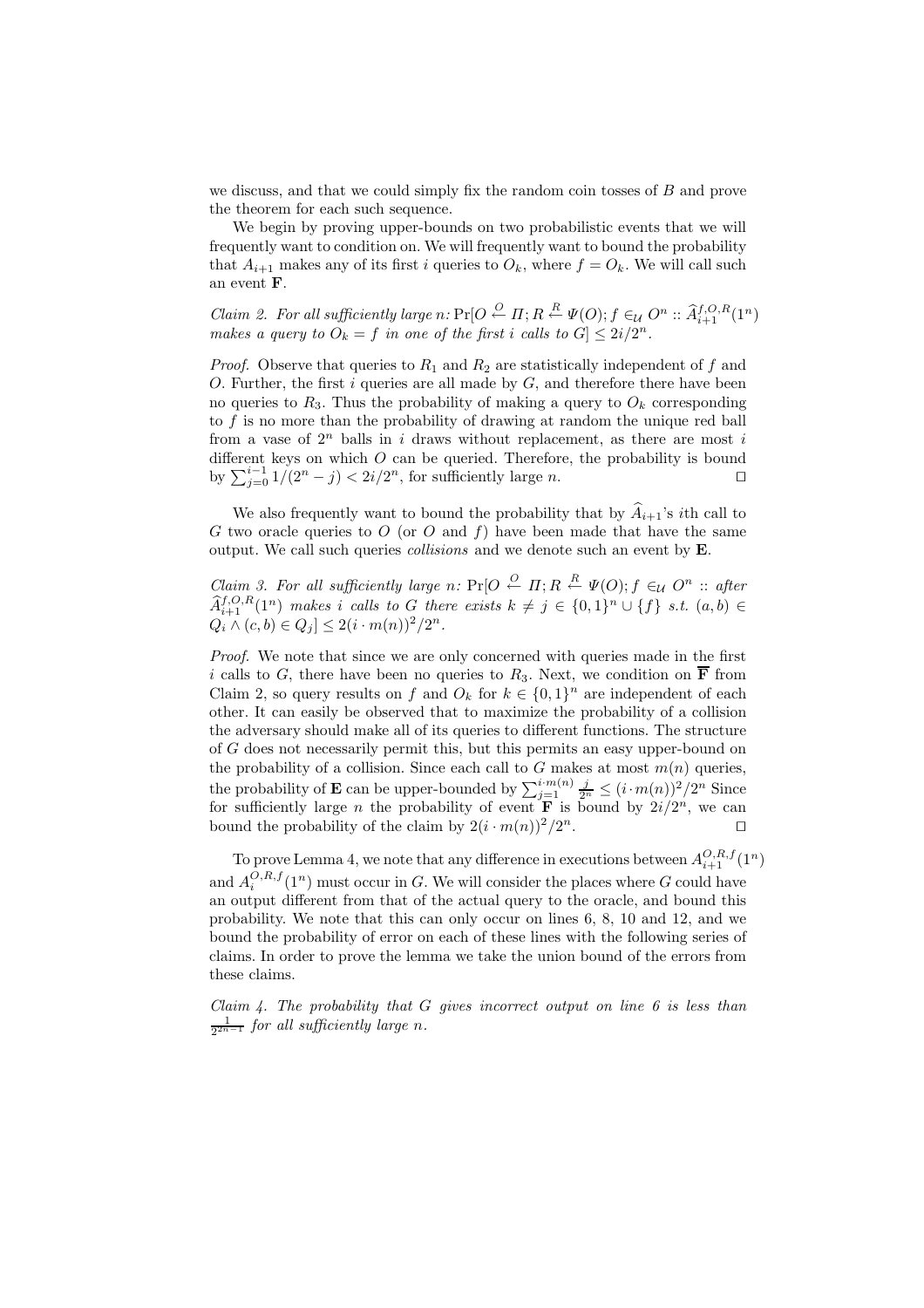we discuss, and that we could simply fix the random coin tosses of $B$ and prove the theorem for each such sequence.

We begin by proving upper-bounds on two probabilistic events that we will frequently want to condition on. We will frequently want to bound the probability that $A_{i+1}$ makes any of its first $i$ queries to $O_k$, where $f = O_k$. We will call such an event $\mathbf{F}$.

*Claim 2. For all sufficiently large* $n$*:* $\Pr[O \stackrel{O}{\leftarrow} \Pi; R \stackrel{R}{\leftarrow} \Psi(O); f \in_{\mathcal{U}} O^n :: \widehat{A}^{f,O,R}_{i+1}(1^n)$ *makes a query to* $O_k = f$ *in one of the first* $i$ *calls to* $G] \leq 2i/2^n$.

*Proof.* Observe that queries to $R_1$ and $R_2$ are statistically independent of $f$ and $O$. Further, the first $i$ queries are all made by $G$, and therefore there have been no queries to $R_3$. Thus the probability of making a query to $O_k$ corresponding to $f$ is no more than the probability of drawing at random the unique red ball from a vase of $2^n$ balls in $i$ draws without replacement, as there are most $i$ different keys on which $O$ can be queried. Therefore, the probability is bound by $\sum_{j=0}^{i-1} 1/(2^n - j) < 2i/2^n$, for sufficiently large $n$. $\square$

We also frequently want to bound the probability that by $\widehat{A}_{i+1}$'s $i$th call to $G$ two oracle queries to $O$ (or $O$ and $f$) have been made that have the same output. We call such queries *collisions* and we denote such an event by $\mathbf{E}$.

*Claim 3. For all sufficiently large* $n$*:* $\Pr[O \stackrel{O}{\leftarrow} \Pi; R \stackrel{R}{\leftarrow} \Psi(O); f \in_{\mathcal{U}} O^n ::$ *after* $\widehat{A}^{f,O,R}_{i+1}(1^n)$ *makes* $i$ *calls to* $G$ *there exists* $k \neq j \in \{0,1\}^n \cup \{f\}$ *s.t.* $(a,b) \in Q_i \wedge (c,b) \in Q_j] \leq 2(i \cdot m(n))^2/2^n$.

*Proof.* We note that since we are only concerned with queries made in the first $i$ calls to $G$, there have been no queries to $R_3$. Next, we condition on $\overline{\mathbf{F}}$ from Claim 2, so query results on $f$ and $O_k$ for $k \in \{0,1\}^n$ are independent of each other. It can easily be observed that to maximize the probability of a collision the adversary should make all of its queries to different functions. The structure of $G$ does not necessarily permit this, but this permits an easy upper-bound on the probability of a collision. Since each call to $G$ makes at most $m(n)$ queries, the probability of $\mathbf{E}$ can be upper-bounded by $\sum_{j=1}^{i \cdot m(n)} \frac{j}{2^n} \leq (i \cdot m(n))^2/2^n$ Since for sufficiently large $n$ the probability of event $\mathbf{F}$ is bound by $2i/2^n$, we can bound the probability of the claim by $2(i \cdot m(n))^2/2^n$. $\square$

To prove Lemma 4, we note that any difference in executions between $A^{O,R,f}_{i+1}(1^n)$ and $A^{O,R,f}_{i}(1^n)$ must occur in $G$. We will consider the places where $G$ could have an output different from that of the actual query to the oracle, and bound this probability. We note that this can only occur on lines 6, 8, 10 and 12, and we bound the probability of error on each of these lines with the following series of claims. In order to prove the lemma we take the union bound of the errors from these claims.

*Claim 4. The probability that* $G$ *gives incorrect output on line 6 is less than* $\frac{1}{2^{2n-1}}$ *for all sufficiently large* $n$.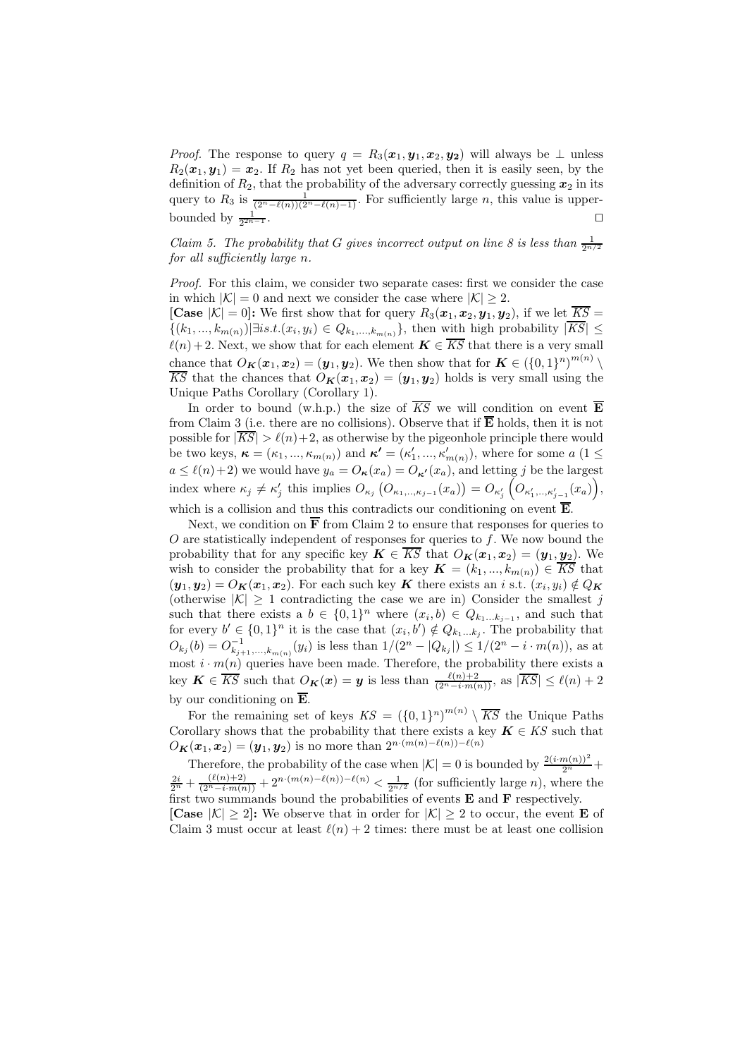*Proof.* The response to query $q = R_3(\boldsymbol{x}_1, \boldsymbol{y}_1, \boldsymbol{x}_2, \boldsymbol{y_2})$ will always be $\perp$ unless $R_2(\boldsymbol{x}_1, \boldsymbol{y}_1) = \boldsymbol{x}_2$. If $R_2$ has not yet been queried, then it is easily seen, by the definition of $R_2$, that the probability of the adversary correctly guessing $\boldsymbol{x}_2$ in its query to $R_3$ is $\frac{1}{(2^n - \ell(n))(2^n - \ell(n)-1)}$. For sufficiently large $n$, this value is upper-bounded by $\frac{1}{2^{2n-1}}$. □

*Claim 5. The probability that G gives incorrect output on line 8 is less than $\frac{1}{2^{n/2}}$ for all sufficiently large n.*

*Proof.* For this claim, we consider two separate cases: first we consider the case in which $|\mathcal{K}| = 0$ and next we consider the case where $|\mathcal{K}| \geq 2$.

**[Case $|\mathcal{K}| = 0$]:** We first show that for query $R_3(\boldsymbol{x}_1, \boldsymbol{x}_2, \boldsymbol{y}_1, \boldsymbol{y}_2)$, if we let $\overline{KS} = \{(k_1, ..., k_{m(n)}) | \exists i s.t. (x_i, y_i) \in Q_{k_1,...,k_{m(n)}}\}$, then with high probability $|\overline{KS}| \leq \ell(n)+2$. Next, we show that for each element $\boldsymbol{K} \in \overline{KS}$ that there is a very small chance that $O_{\boldsymbol{K}}(\boldsymbol{x}_1, \boldsymbol{x}_2) = (\boldsymbol{y}_1, \boldsymbol{y}_2)$. We then show that for $\boldsymbol{K} \in (\{0,1\}^n)^{m(n)} \setminus \overline{KS}$ that the chances that $O_{\boldsymbol{K}}(\boldsymbol{x}_1, \boldsymbol{x}_2) = (\boldsymbol{y}_1, \boldsymbol{y}_2)$ holds is very small using the Unique Paths Corollary (Corollary 1).

In order to bound (w.h.p.) the size of $\overline{KS}$ we will condition on event $\overline{\mathbf{E}}$ from Claim 3 (i.e. there are no collisions). Observe that if $\overline{\mathbf{E}}$ holds, then it is not possible for $|\overline{KS}| > \ell(n)+2$, as otherwise by the pigeonhole principle there would be two keys, $\boldsymbol{\kappa} = (\kappa_1, ..., \kappa_{m(n)})$ and $\boldsymbol{\kappa'} = (\kappa'_1, ..., \kappa'_{m(n)})$, where for some $a$ $(1 \leq a \leq \ell(n)+2)$ we would have $y_a = O_{\boldsymbol{\kappa}}(x_a) = O_{\boldsymbol{\kappa'}}(x_a)$, and letting $j$ be the largest index where $\kappa_j \neq \kappa'_j$ this implies $O_{\kappa_j}\left(O_{\kappa_1,..,\kappa_{j-1}}(x_a)\right) = O_{\kappa'_j}\left(O_{\kappa'_1,...,\kappa'_{j-1}}(x_a)\right)$, which is a collision and thus this contradicts our conditioning on event $\overline{\mathbf{E}}$.

Next, we condition on $\overline{\mathbf{F}}$ from Claim 2 to ensure that responses for queries to $O$ are statistically independent of responses for queries to $f$. We now bound the probability that for any specific key $\boldsymbol{K} \in \overline{KS}$ that $O_{\boldsymbol{K}}(\boldsymbol{x}_1, \boldsymbol{x}_2) = (\boldsymbol{y}_1, \boldsymbol{y_2})$. We wish to consider the probability that for a key $\boldsymbol{K} = (k_1, ..., k_{m(n)}) \in \overline{KS}$ that $(\boldsymbol{y}_1, \boldsymbol{y}_2) = O_{\boldsymbol{K}}(\boldsymbol{x}_1, \boldsymbol{x}_2)$. For each such key $\boldsymbol{K}$ there exists an $i$ s.t. $(x_i, y_i) \notin Q_{\boldsymbol{K}}$ (otherwise $|\mathcal{K}| \geq 1$ contradicting the case we are in) Consider the smallest $j$ such that there exists a $b \in \{0,1\}^n$ where $(x_i, b) \in Q_{k_1...k_{j-1}}$, and such that for every $b' \in \{0,1\}^n$ it is the case that $(x_i, b') \notin Q_{k_1...k_j}$. The probability that $O_{k_j}(b) = O^{-1}_{k_{j+1},...,k_{m(n)}}(y_i)$ is less than $1/(2^n - |Q_{k_j}|) \leq 1/(2^n - i \cdot m(n))$, as at most $i \cdot m(n)$ queries have been made. Therefore, the probability there exists a key $\boldsymbol{K} \in \overline{KS}$ such that $O_{\boldsymbol{K}}(\boldsymbol{x}) = \boldsymbol{y}$ is less than $\frac{\ell(n)+2}{(2^n - i \cdot m(n))}$, as $|\overline{KS}| \leq \ell(n)+2$ by our conditioning on $\overline{\mathbf{E}}$.

For the remaining set of keys $KS = (\{0,1\}^n)^{m(n)} \setminus \overline{KS}$ the Unique Paths Corollary shows that the probability that there exists a key $\boldsymbol{K} \in KS$ such that $O_{\boldsymbol{K}}(\boldsymbol{x}_1, \boldsymbol{x}_2) = (\boldsymbol{y}_1, \boldsymbol{y}_2)$ is no more than $2^{n \cdot (m(n) - \ell(n)) - \ell(n)}$

Therefore, the probability of the case when $|\mathcal{K}| = 0$ is bounded by $\frac{2(i \cdot m(n))^2}{2^n} + \frac{2i}{2^n} + \frac{(\ell(n)+2)}{(2^n - i \cdot m(n))} + 2^{n \cdot (m(n) - \ell(n)) - \ell(n)} < \frac{1}{2^{n/2}}$ (for sufficiently large $n$), where the first two summands bound the probabilities of events $\mathbf{E}$ and $\mathbf{F}$ respectively.

**[Case $|\mathcal{K}| \geq 2$]:** We observe that in order for $|\mathcal{K}| \geq 2$ to occur, the event $\mathbf{E}$ of Claim 3 must occur at least $\ell(n)+2$ times: there must be at least one collision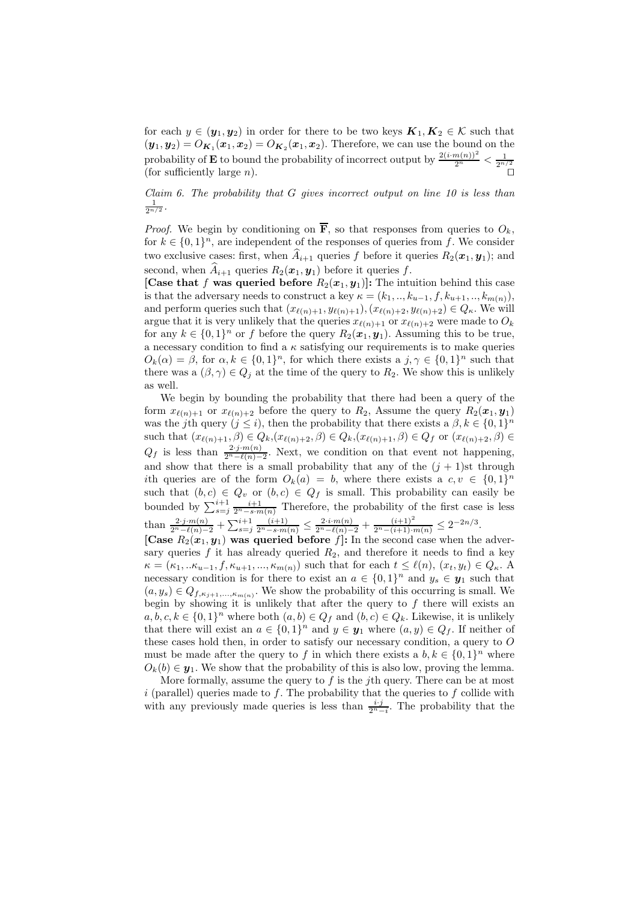for each $y \in (\boldsymbol{y}_1, \boldsymbol{y}_2)$ in order for there to be two keys $\boldsymbol{K}_1, \boldsymbol{K}_2 \in \mathcal{K}$ such that $(\boldsymbol{y}_1, \boldsymbol{y}_2) = O_{\boldsymbol{K}_1}(\boldsymbol{x}_1, \boldsymbol{x}_2) = O_{\boldsymbol{K}_2}(\boldsymbol{x}_1, \boldsymbol{x}_2)$. Therefore, we can use the bound on the probability of $\mathbf{E}$ to bound the probability of incorrect output by $\frac{2(i \cdot m(n))^2}{2^n} < \frac{1}{2^{n/2}}$ (for sufficiently large $n$). $\square$

*Claim 6. The probability that $G$ gives incorrect output on line 10 is less than $\frac{1}{2^{n/2}}$.*

*Proof.* We begin by conditioning on $\overline{\mathbf{F}}$, so that responses from queries to $O_k$, for $k \in \{0,1\}^n$, are independent of the responses of queries from $f$. We consider two exclusive cases: first, when $\widehat{A}_{i+1}$ queries $f$ before it queries $R_2(\boldsymbol{x}_1, \boldsymbol{y}_1)$; and second, when $\widehat{A}_{i+1}$ queries $R_2(\boldsymbol{x}_1, \boldsymbol{y}_1)$ before it queries $f$.

**[Case that $f$ was queried before $R_2(\boldsymbol{x}_1, \boldsymbol{y}_1)$]:** The intuition behind this case is that the adversary needs to construct a key $\kappa = (k_1, .., k_{u-1}, f, k_{u+1}, .., k_{m(n)})$, and perform queries such that $(x_{\ell(n)+1}, y_{\ell(n)+1}), (x_{\ell(n)+2}, y_{\ell(n)+2}) \in Q_\kappa$. We will argue that it is very unlikely that the queries $x_{\ell(n)+1}$ or $x_{\ell(n)+2}$ were made to $O_k$ for any $k \in \{0,1\}^n$ or $f$ before the query $R_2(\boldsymbol{x}_1, \boldsymbol{y}_1)$. Assuming this to be true, a necessary condition to find a $\kappa$ satisfying our requirements is to make queries $O_k(\alpha) = \beta$, for $\alpha, k \in \{0,1\}^n$, for which there exists a $j, \gamma \in \{0,1\}^n$ such that there was a $(\beta, \gamma) \in Q_j$ at the time of the query to $R_2$. We show this is unlikely as well.

We begin by bounding the probability that there had been a query of the form $x_{\ell(n)+1}$ or $x_{\ell(n)+2}$ before the query to $R_2$, Assume the query $R_2(\boldsymbol{x}_1, \boldsymbol{y}_1)$ was the $j$th query ($j \le i$), then the probability that there exists a $\beta, k \in \{0,1\}^n$ such that $(x_{\ell(n)+1}, \beta) \in Q_k$,$(x_{\ell(n)+2}, \beta) \in Q_k$,$(x_{\ell(n)+1}, \beta) \in Q_f$ or $(x_{\ell(n)+2}, \beta) \in Q_f$ is less than $\frac{2 \cdot j \cdot m(n)}{2^n - \ell(n) - 2}$. Next, we condition on that event not happening, and show that there is a small probability that any of the $(j+1)$st through $i$th queries are of the form $O_k(a) = b$, where there exists a $c, v \in \{0,1\}^n$ such that $(b, c) \in Q_v$ or $(b, c) \in Q_f$ is small. This probability can easily be bounded by $\sum_{s=j}^{i+1} \frac{i+1}{2^n - s \cdot m(n)}$ Therefore, the probability of the first case is less than $\frac{2 \cdot j \cdot m(n)}{2^n - \ell(n) - 2} + \sum_{s=j}^{i+1} \frac{(i+1)}{2^n - s \cdot m(n)} \le \frac{2 \cdot i \cdot m(n)}{2^n - \ell(n) - 2} + \frac{(i+1)^2}{2^n - (i+1) \cdot m(n)} \le 2^{-2n/3}$.

**[Case $R_2(\boldsymbol{x}_1, \boldsymbol{y}_1)$ was queried before $f$]:** In the second case when the adversary queries $f$ it has already queried $R_2$, and therefore it needs to find a key $\kappa = (\kappa_1, ..\kappa_{u-1}, f, \kappa_{u+1}, ..., \kappa_{m(n)})$ such that for each $t \le \ell(n)$, $(x_t, y_t) \in Q_\kappa$. A necessary condition is for there to exist an $a \in \{0,1\}^n$ and $y_s \in \boldsymbol{y}_1$ such that $(a, y_s) \in Q_{f, \kappa_{j+1}, ..., \kappa_{m(n)}}$. We show the probability of this occurring is small. We begin by showing it is unlikely that after the query to $f$ there will exists an $a, b, c, k \in \{0,1\}^n$ where both $(a, b) \in Q_f$ and $(b, c) \in Q_k$. Likewise, it is unlikely that there will exist an $a \in \{0,1\}^n$ and $y \in \boldsymbol{y}_1$ where $(a, y) \in Q_f$. If neither of these cases hold then, in order to satisfy our necessary condition, a query to $O$ must be made after the query to $f$ in which there exists a $b, k \in \{0,1\}^n$ where $O_k(b) \in \boldsymbol{y}_1$. We show that the probability of this is also low, proving the lemma.

More formally, assume the query to $f$ is the $j$th query. There can be at most $i$ (parallel) queries made to $f$. The probability that the queries to $f$ collide with with any previously made queries is less than $\frac{i \cdot j}{2^n - i}$. The probability that the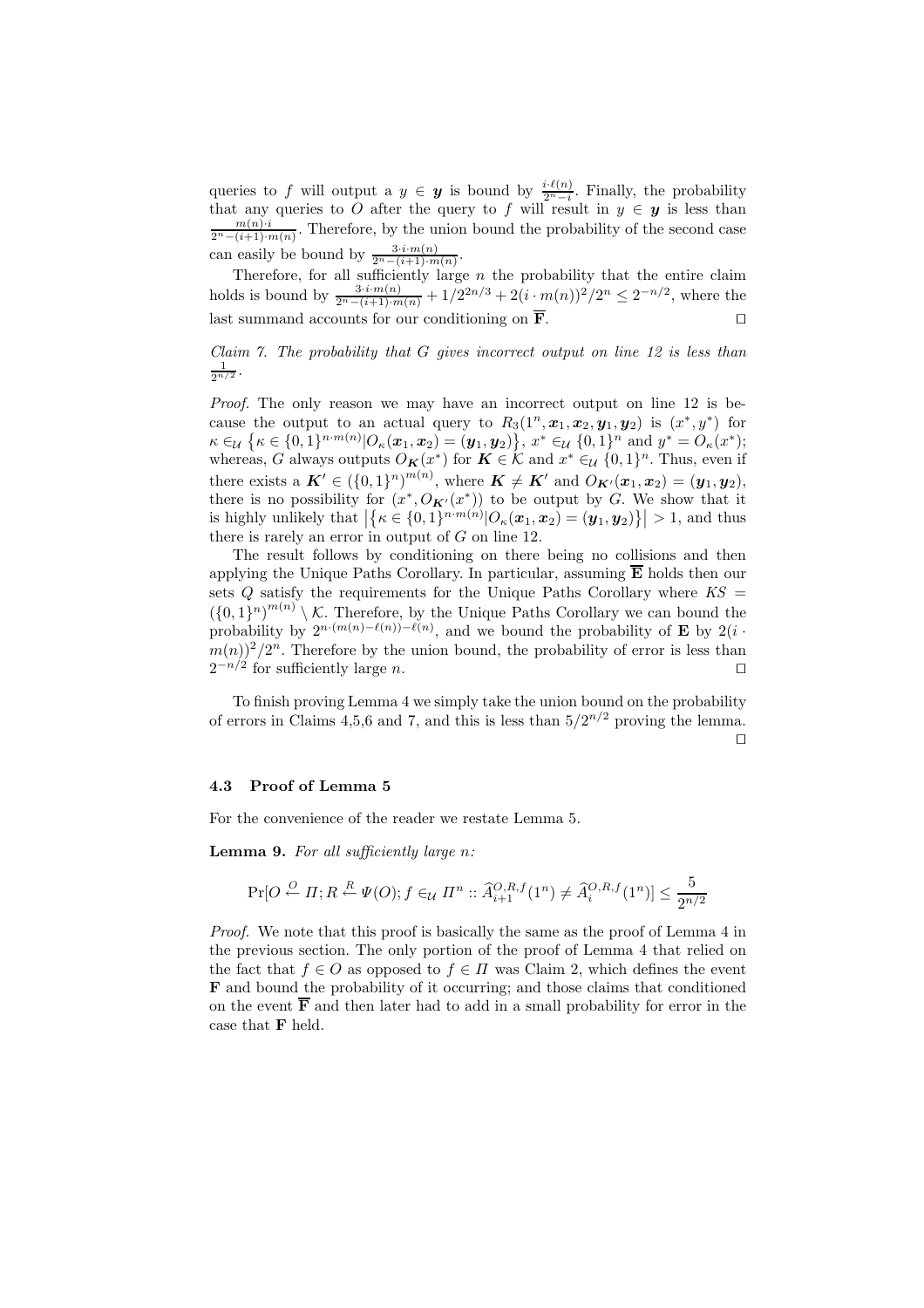queries to $f$ will output a $y \in \boldsymbol{y}$ is bound by $\frac{i \cdot \ell(n)}{2^n - i}$. Finally, the probability that any queries to $O$ after the query to $f$ will result in $y \in \boldsymbol{y}$ is less than $\frac{m(n) \cdot i}{2^n - (i+1) \cdot m(n)}$. Therefore, by the union bound the probability of the second case can easily be bound by $\frac{3 \cdot i \cdot m(n)}{2^n - (i+1) \cdot m(n)}$.

Therefore, for all sufficiently large $n$ the probability that the entire claim holds is bound by $\frac{3 \cdot i \cdot m(n)}{2^n - (i+1) \cdot m(n)} + 1/2^{2n/3} + 2(i \cdot m(n))^2/2^n \leq 2^{-n/2}$, where the last summand accounts for our conditioning on $\overline{\mathbf{F}}$. □

*Claim 7. The probability that $G$ gives incorrect output on line 12 is less than $\frac{1}{2^{n/2}}$.*

*Proof.* The only reason we may have an incorrect output on line 12 is because the output to an actual query to $R_3(1^n, \boldsymbol{x}_1, \boldsymbol{x}_2, \boldsymbol{y}_1, \boldsymbol{y}_2)$ is $(x^*, y^*)$ for $\kappa \in_{\mathcal{U}} \left\{\kappa \in \{0,1\}^{n \cdot m(n)} | O_\kappa(\boldsymbol{x}_1, \boldsymbol{x}_2) = (\boldsymbol{y}_1, \boldsymbol{y}_2)\right\}$, $x^* \in_{\mathcal{U}} \{0,1\}^n$ and $y^* = O_\kappa(x^*)$; whereas, $G$ always outputs $O_{\boldsymbol{K}}(x^*)$ for $\boldsymbol{K} \in \mathcal{K}$ and $x^* \in_{\mathcal{U}} \{0,1\}^n$. Thus, even if there exists a $\boldsymbol{K}' \in (\{0,1\}^n)^{m(n)}$, where $\boldsymbol{K} \neq \boldsymbol{K}'$ and $O_{\boldsymbol{K}'}(\boldsymbol{x}_1, \boldsymbol{x}_2) = (\boldsymbol{y}_1, \boldsymbol{y}_2)$, there is no possibility for $(x^*, O_{\boldsymbol{K}'}(x^*))$ to be output by $G$. We show that it is highly unlikely that $\left|\left\{\kappa \in \{0,1\}^{n \cdot m(n)} | O_\kappa(\boldsymbol{x}_1, \boldsymbol{x}_2) = (\boldsymbol{y}_1, \boldsymbol{y}_2)\right\}\right| > 1$, and thus there is rarely an error in output of $G$ on line 12.

The result follows by conditioning on there being no collisions and then applying the Unique Paths Corollary. In particular, assuming $\overline{\mathbf{E}}$ holds then our sets $Q$ satisfy the requirements for the Unique Paths Corollary where $KS = (\{0,1\}^n)^{m(n)} \setminus \mathcal{K}$. Therefore, by the Unique Paths Corollary we can bound the probability by $2^{n \cdot (m(n) - \ell(n)) - \ell(n)}$, and we bound the probability of $\mathbf{E}$ by $2(i \cdot m(n))^2/2^n$. Therefore by the union bound, the probability of error is less than $2^{-n/2}$ for sufficiently large $n$. □

To finish proving Lemma 4 we simply take the union bound on the probability of errors in Claims 4,5,6 and 7, and this is less than $5/2^{n/2}$ proving the lemma. □

### 4.3 Proof of Lemma 5

For the convenience of the reader we restate Lemma 5.

**Lemma 9.** *For all sufficiently large $n$:*

$$\Pr[O \overset{O}{\leftarrow} \Pi; R \overset{R}{\leftarrow} \Psi(O); f \in_{\mathcal{U}} \Pi^n :: \widehat{A}_{i+1}^{O,R,f}(1^n) \neq \widehat{A}_i^{O,R,f}(1^n)] \leq \frac{5}{2^{n/2}}$$

*Proof.* We note that this proof is basically the same as the proof of Lemma 4 in the previous section. The only portion of the proof of Lemma 4 that relied on the fact that $f \in O$ as opposed to $f \in \Pi$ was Claim 2, which defines the event $\mathbf{F}$ and bound the probability of it occurring; and those claims that conditioned on the event $\overline{\mathbf{F}}$ and then later had to add in a small probability for error in the case that $\mathbf{F}$ held.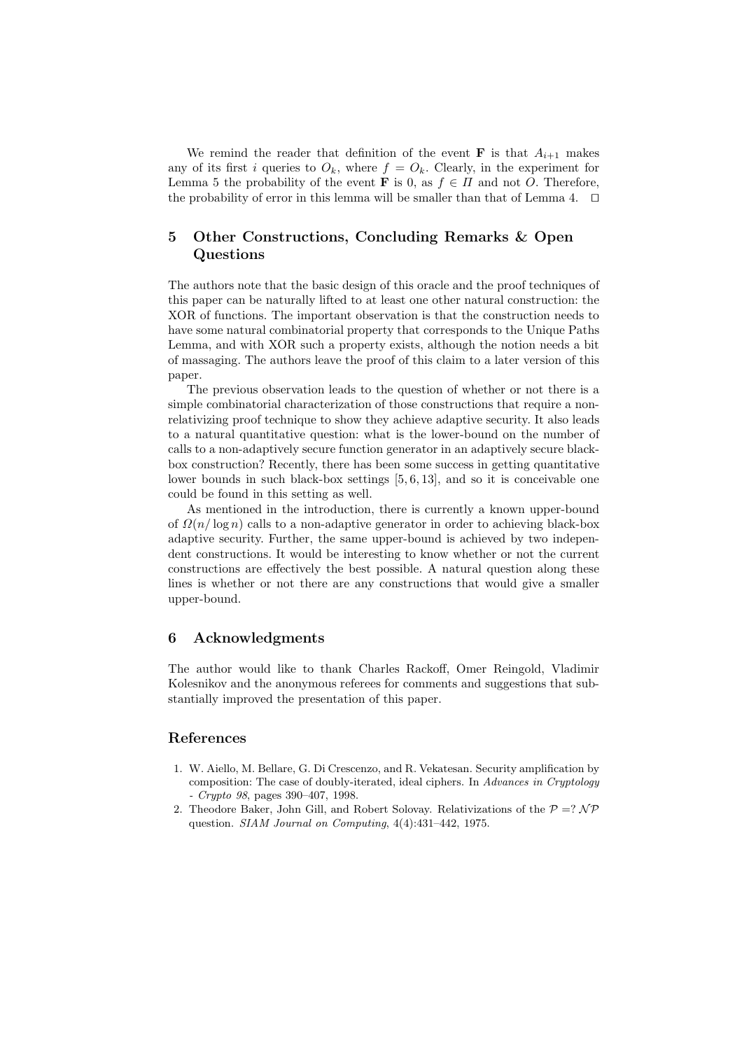We remind the reader that definition of the event $\mathbf{F}$ is that $A_{i+1}$ makes any of its first $i$ queries to $O_k$, where $f = O_k$. Clearly, in the experiment for Lemma 5 the probability of the event $\mathbf{F}$ is 0, as $f \in \Pi$ and not $O$. Therefore, the probability of error in this lemma will be smaller than that of Lemma 4. $\square$

## 5 Other Constructions, Concluding Remarks & Open Questions

The authors note that the basic design of this oracle and the proof techniques of this paper can be naturally lifted to at least one other natural construction: the XOR of functions. The important observation is that the construction needs to have some natural combinatorial property that corresponds to the Unique Paths Lemma, and with XOR such a property exists, although the notion needs a bit of massaging. The authors leave the proof of this claim to a later version of this paper.

The previous observation leads to the question of whether or not there is a simple combinatorial characterization of those constructions that require a non-relativizing proof technique to show they achieve adaptive security. It also leads to a natural quantitative question: what is the lower-bound on the number of calls to a non-adaptively secure function generator in an adaptively secure black-box construction? Recently, there has been some success in getting quantitative lower bounds in such black-box settings [5, 6, 13], and so it is conceivable one could be found in this setting as well.

As mentioned in the introduction, there is currently a known upper-bound of $\Omega(n/\log n)$ calls to a non-adaptive generator in order to achieving black-box adaptive security. Further, the same upper-bound is achieved by two independent constructions. It would be interesting to know whether or not the current constructions are effectively the best possible. A natural question along these lines is whether or not there are any constructions that would give a smaller upper-bound.

## 6 Acknowledgments

The author would like to thank Charles Rackoff, Omer Reingold, Vladimir Kolesnikov and the anonymous referees for comments and suggestions that substantially improved the presentation of this paper.

## References

1. W. Aiello, M. Bellare, G. Di Crescenzo, and R. Vekatesan. Security amplification by composition: The case of doubly-iterated, ideal ciphers. In *Advances in Cryptology - Crypto 98*, pages 390–407, 1998.
2. Theodore Baker, John Gill, and Robert Solovay. Relativizations of the $\mathcal{P} =? \mathcal{NP}$ question. *SIAM Journal on Computing*, 4(4):431–442, 1975.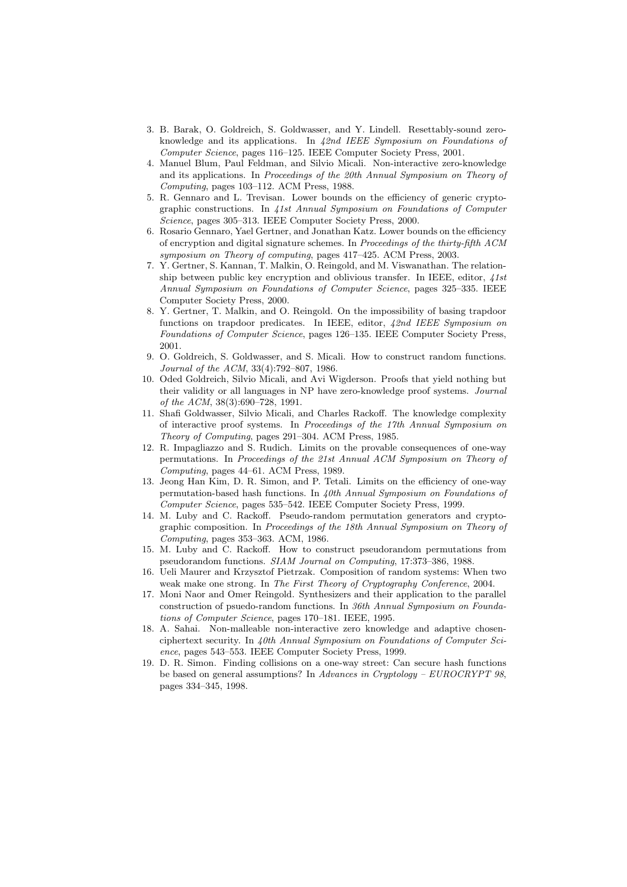3. B. Barak, O. Goldreich, S. Goldwasser, and Y. Lindell. Resettably-sound zero-knowledge and its applications. In *42nd IEEE Symposium on Foundations of Computer Science*, pages 116–125. IEEE Computer Society Press, 2001.
4. Manuel Blum, Paul Feldman, and Silvio Micali. Non-interactive zero-knowledge and its applications. In *Proceedings of the 20th Annual Symposium on Theory of Computing*, pages 103–112. ACM Press, 1988.
5. R. Gennaro and L. Trevisan. Lower bounds on the efficiency of generic cryptographic constructions. In *41st Annual Symposium on Foundations of Computer Science*, pages 305–313. IEEE Computer Society Press, 2000.
6. Rosario Gennaro, Yael Gertner, and Jonathan Katz. Lower bounds on the efficiency of encryption and digital signature schemes. In *Proceedings of the thirty-fifth ACM symposium on Theory of computing*, pages 417–425. ACM Press, 2003.
7. Y. Gertner, S. Kannan, T. Malkin, O. Reingold, and M. Viswanathan. The relationship between public key encryption and oblivious transfer. In IEEE, editor, *41st Annual Symposium on Foundations of Computer Science*, pages 325–335. IEEE Computer Society Press, 2000.
8. Y. Gertner, T. Malkin, and O. Reingold. On the impossibility of basing trapdoor functions on trapdoor predicates. In IEEE, editor, *42nd IEEE Symposium on Foundations of Computer Science*, pages 126–135. IEEE Computer Society Press, 2001.
9. O. Goldreich, S. Goldwasser, and S. Micali. How to construct random functions. *Journal of the ACM*, 33(4):792–807, 1986.
10. Oded Goldreich, Silvio Micali, and Avi Wigderson. Proofs that yield nothing but their validity or all languages in NP have zero-knowledge proof systems. *Journal of the ACM*, 38(3):690–728, 1991.
11. Shafi Goldwasser, Silvio Micali, and Charles Rackoff. The knowledge complexity of interactive proof systems. In *Proceedings of the 17th Annual Symposium on Theory of Computing*, pages 291–304. ACM Press, 1985.
12. R. Impagliazzo and S. Rudich. Limits on the provable consequences of one-way permutations. In *Proceedings of the 21st Annual ACM Symposium on Theory of Computing*, pages 44–61. ACM Press, 1989.
13. Jeong Han Kim, D. R. Simon, and P. Tetali. Limits on the efficiency of one-way permutation-based hash functions. In *40th Annual Symposium on Foundations of Computer Science*, pages 535–542. IEEE Computer Society Press, 1999.
14. M. Luby and C. Rackoff. Pseudo-random permutation generators and cryptographic composition. In *Proceedings of the 18th Annual Symposium on Theory of Computing*, pages 353–363. ACM, 1986.
15. M. Luby and C. Rackoff. How to construct pseudorandom permutations from pseudorandom functions. *SIAM Journal on Computing*, 17:373–386, 1988.
16. Ueli Maurer and Krzysztof Pietrzak. Composition of random systems: When two weak make one strong. In *The First Theory of Cryptography Conference*, 2004.
17. Moni Naor and Omer Reingold. Synthesizers and their application to the parallel construction of psuedo-random functions. In *36th Annual Symposium on Foundations of Computer Science*, pages 170–181. IEEE, 1995.
18. A. Sahai. Non-malleable non-interactive zero knowledge and adaptive chosen-ciphertext security. In *40th Annual Symposium on Foundations of Computer Science*, pages 543–553. IEEE Computer Society Press, 1999.
19. D. R. Simon. Finding collisions on a one-way street: Can secure hash functions be based on general assumptions? In *Advances in Cryptology – EUROCRYPT 98*, pages 334–345, 1998.